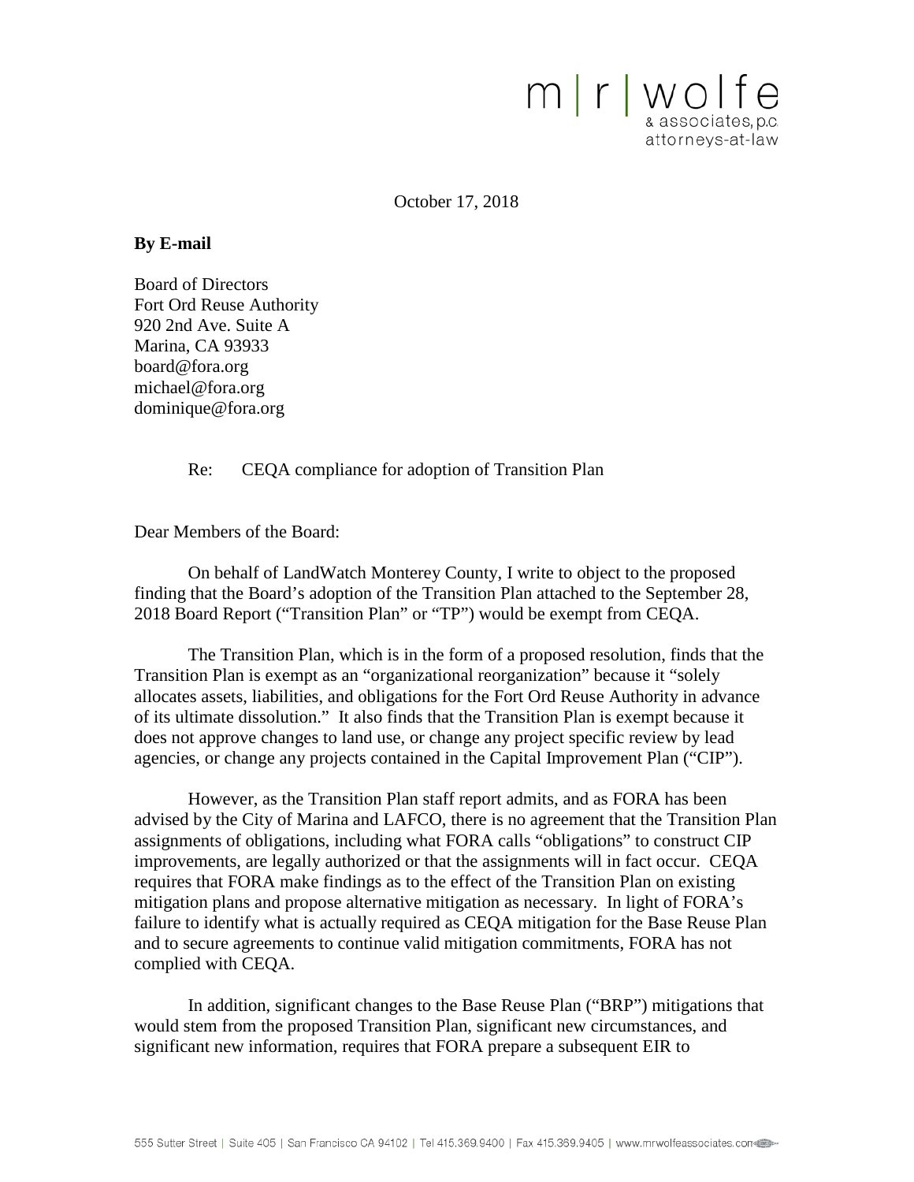m | r | wolfe
& associates, p.c.
attorneys-at-law

October 17, 2018

**By E-mail**

Board of Directors
Fort Ord Reuse Authority
920 2nd Ave. Suite A
Marina, CA 93933
board@fora.org
michael@fora.org
dominique@fora.org

Re: CEQA compliance for adoption of Transition Plan

Dear Members of the Board:

On behalf of LandWatch Monterey County, I write to object to the proposed finding that the Board's adoption of the Transition Plan attached to the September 28, 2018 Board Report ("Transition Plan" or "TP") would be exempt from CEQA.

The Transition Plan, which is in the form of a proposed resolution, finds that the Transition Plan is exempt as an "organizational reorganization" because it "solely allocates assets, liabilities, and obligations for the Fort Ord Reuse Authority in advance of its ultimate dissolution." It also finds that the Transition Plan is exempt because it does not approve changes to land use, or change any project specific review by lead agencies, or change any projects contained in the Capital Improvement Plan ("CIP").

However, as the Transition Plan staff report admits, and as FORA has been advised by the City of Marina and LAFCO, there is no agreement that the Transition Plan assignments of obligations, including what FORA calls "obligations" to construct CIP improvements, are legally authorized or that the assignments will in fact occur. CEQA requires that FORA make findings as to the effect of the Transition Plan on existing mitigation plans and propose alternative mitigation as necessary. In light of FORA's failure to identify what is actually required as CEQA mitigation for the Base Reuse Plan and to secure agreements to continue valid mitigation commitments, FORA has not complied with CEQA.

In addition, significant changes to the Base Reuse Plan ("BRP") mitigations that would stem from the proposed Transition Plan, significant new circumstances, and significant new information, requires that FORA prepare a subsequent EIR to

555 Sutter Street | Suite 405 | San Francisco CA 94102 | Tel 415.369.9400 | Fax 415.369.9405 | www.mrwolfeassociates.com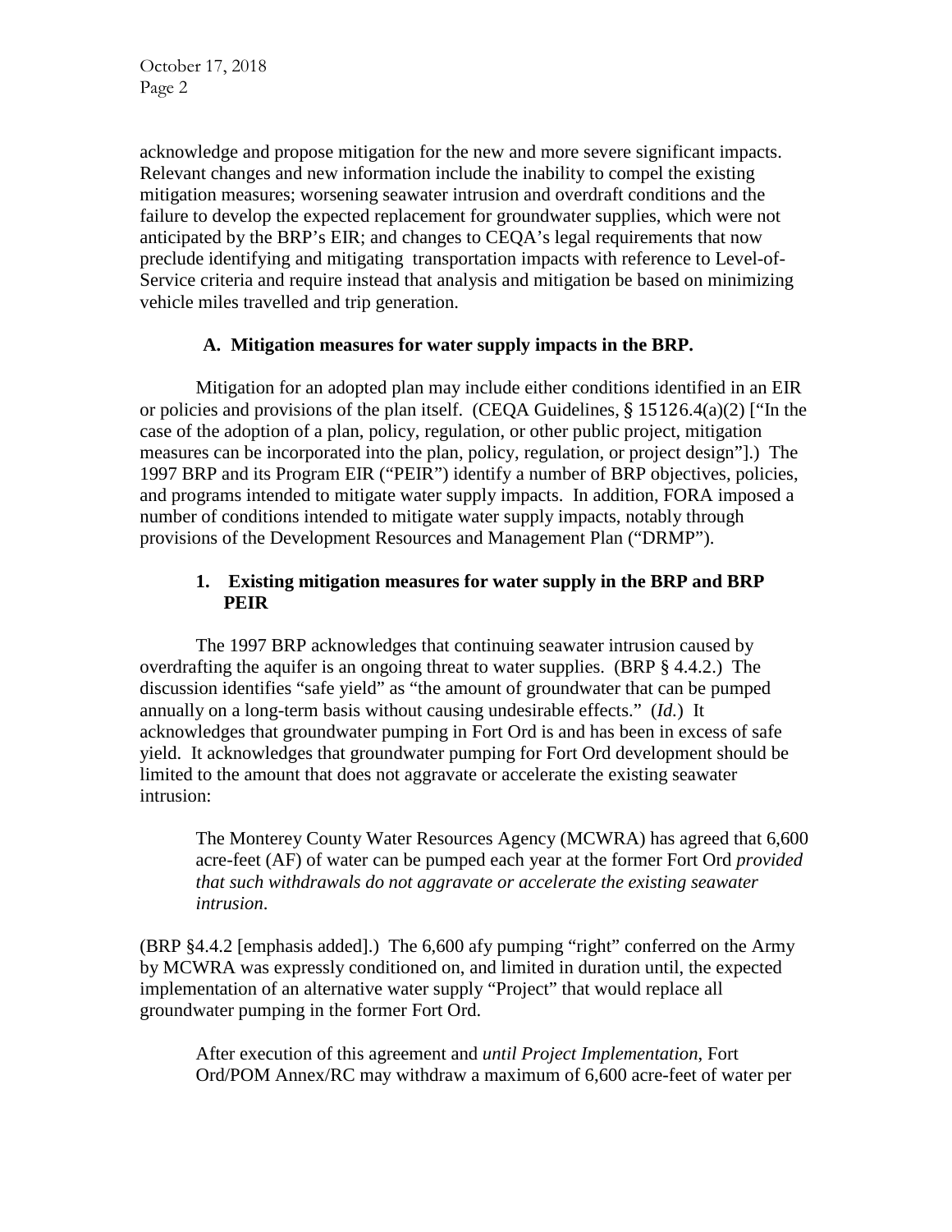acknowledge and propose mitigation for the new and more severe significant impacts. Relevant changes and new information include the inability to compel the existing mitigation measures; worsening seawater intrusion and overdraft conditions and the failure to develop the expected replacement for groundwater supplies, which were not anticipated by the BRP's EIR; and changes to CEQA's legal requirements that now preclude identifying and mitigating transportation impacts with reference to Level-of-Service criteria and require instead that analysis and mitigation be based on minimizing vehicle miles travelled and trip generation.

### A. Mitigation measures for water supply impacts in the BRP.

Mitigation for an adopted plan may include either conditions identified in an EIR or policies and provisions of the plan itself. (CEQA Guidelines, § 15126.4(a)(2) ["In the case of the adoption of a plan, policy, regulation, or other public project, mitigation measures can be incorporated into the plan, policy, regulation, or project design"].) The 1997 BRP and its Program EIR ("PEIR") identify a number of BRP objectives, policies, and programs intended to mitigate water supply impacts. In addition, FORA imposed a number of conditions intended to mitigate water supply impacts, notably through provisions of the Development Resources and Management Plan ("DRMP").

#### 1. Existing mitigation measures for water supply in the BRP and BRP PEIR

The 1997 BRP acknowledges that continuing seawater intrusion caused by overdrafting the aquifer is an ongoing threat to water supplies. (BRP § 4.4.2.) The discussion identifies "safe yield" as "the amount of groundwater that can be pumped annually on a long-term basis without causing undesirable effects." (*Id.*) It acknowledges that groundwater pumping in Fort Ord is and has been in excess of safe yield. It acknowledges that groundwater pumping for Fort Ord development should be limited to the amount that does not aggravate or accelerate the existing seawater intrusion:

> The Monterey County Water Resources Agency (MCWRA) has agreed that 6,600 acre-feet (AF) of water can be pumped each year at the former Fort Ord *provided that such withdrawals do not aggravate or accelerate the existing seawater intrusion*.

(BRP §4.4.2 [emphasis added].) The 6,600 afy pumping "right" conferred on the Army by MCWRA was expressly conditioned on, and limited in duration until, the expected implementation of an alternative water supply "Project" that would replace all groundwater pumping in the former Fort Ord.

> After execution of this agreement and *until Project Implementation*, Fort Ord/POM Annex/RC may withdraw a maximum of 6,600 acre-feet of water per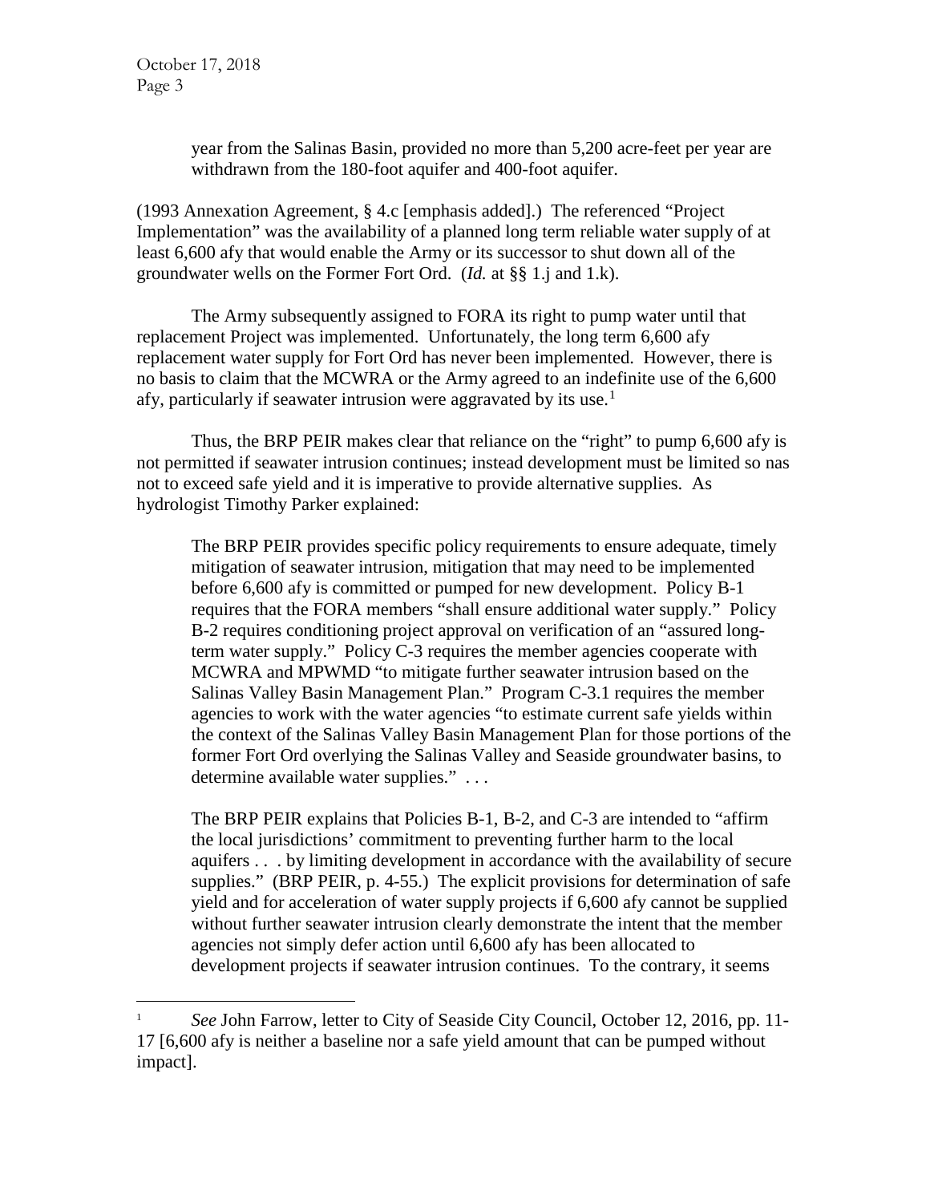> year from the Salinas Basin, provided no more than 5,200 acre-feet per year are withdrawn from the 180-foot aquifer and 400-foot aquifer.

(1993 Annexation Agreement, § 4.c [emphasis added].) The referenced "Project Implementation" was the availability of a planned long term reliable water supply of at least 6,600 afy that would enable the Army or its successor to shut down all of the groundwater wells on the Former Fort Ord. (*Id.* at §§ 1.j and 1.k).

The Army subsequently assigned to FORA its right to pump water until that replacement Project was implemented. Unfortunately, the long term 6,600 afy replacement water supply for Fort Ord has never been implemented. However, there is no basis to claim that the MCWRA or the Army agreed to an indefinite use of the 6,600 afy, particularly if seawater intrusion were aggravated by its use.[1]

Thus, the BRP PEIR makes clear that reliance on the "right" to pump 6,600 afy is not permitted if seawater intrusion continues; instead development must be limited so nas not to exceed safe yield and it is imperative to provide alternative supplies. As hydrologist Timothy Parker explained:

> The BRP PEIR provides specific policy requirements to ensure adequate, timely mitigation of seawater intrusion, mitigation that may need to be implemented before 6,600 afy is committed or pumped for new development. Policy B-1 requires that the FORA members "shall ensure additional water supply." Policy B-2 requires conditioning project approval on verification of an "assured long-term water supply." Policy C-3 requires the member agencies cooperate with MCWRA and MPWMD "to mitigate further seawater intrusion based on the Salinas Valley Basin Management Plan." Program C-3.1 requires the member agencies to work with the water agencies "to estimate current safe yields within the context of the Salinas Valley Basin Management Plan for those portions of the former Fort Ord overlying the Salinas Valley and Seaside groundwater basins, to determine available water supplies." . . .
>
> The BRP PEIR explains that Policies B-1, B-2, and C-3 are intended to "affirm the local jurisdictions' commitment to preventing further harm to the local aquifers . . . by limiting development in accordance with the availability of secure supplies." (BRP PEIR, p. 4-55.) The explicit provisions for determination of safe yield and for acceleration of water supply projects if 6,600 afy cannot be supplied without further seawater intrusion clearly demonstrate the intent that the member agencies not simply defer action until 6,600 afy has been allocated to development projects if seawater intrusion continues. To the contrary, it seems

---

[1] *See* John Farrow, letter to City of Seaside City Council, October 12, 2016, pp. 11-17 [6,600 afy is neither a baseline nor a safe yield amount that can be pumped without impact].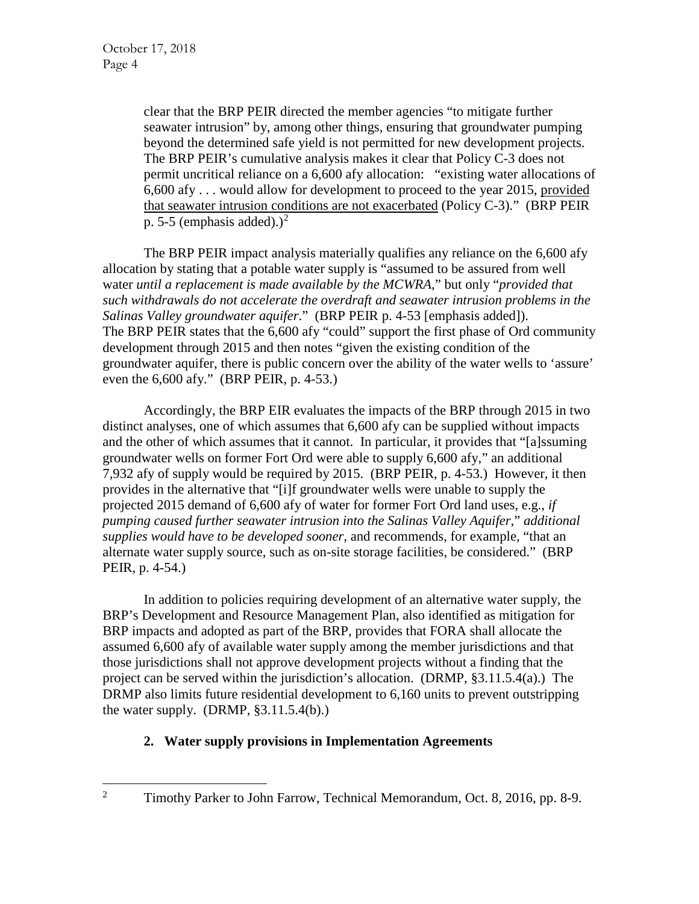> clear that the BRP PEIR directed the member agencies "to mitigate further seawater intrusion" by, among other things, ensuring that groundwater pumping beyond the determined safe yield is not permitted for new development projects. The BRP PEIR's cumulative analysis makes it clear that Policy C-3 does not permit uncritical reliance on a 6,600 afy allocation: "existing water allocations of 6,600 afy . . . would allow for development to proceed to the year 2015, <u>provided that seawater intrusion conditions are not exacerbated</u> (Policy C-3)." (BRP PEIR p. 5-5 (emphasis added).)[2]

The BRP PEIR impact analysis materially qualifies any reliance on the 6,600 afy allocation by stating that a potable water supply is "assumed to be assured from well water *until a replacement is made available by the MCWRA*," but only "*provided that such withdrawals do not accelerate the overdraft and seawater intrusion problems in the Salinas Valley groundwater aquifer*." (BRP PEIR p. 4-53 [emphasis added]). The BRP PEIR states that the 6,600 afy "could" support the first phase of Ord community development through 2015 and then notes "given the existing condition of the groundwater aquifer, there is public concern over the ability of the water wells to 'assure' even the 6,600 afy." (BRP PEIR, p. 4-53.)

Accordingly, the BRP EIR evaluates the impacts of the BRP through 2015 in two distinct analyses, one of which assumes that 6,600 afy can be supplied without impacts and the other of which assumes that it cannot. In particular, it provides that "[a]ssuming groundwater wells on former Fort Ord were able to supply 6,600 afy," an additional 7,932 afy of supply would be required by 2015. (BRP PEIR, p. 4-53.) However, it then provides in the alternative that "[i]f groundwater wells were unable to supply the projected 2015 demand of 6,600 afy of water for former Fort Ord land uses, e.g., *if pumping caused further seawater intrusion into the Salinas Valley Aquifer*," *additional supplies would have to be developed sooner*, and recommends, for example, "that an alternate water supply source, such as on-site storage facilities, be considered." (BRP PEIR, p. 4-54.)

In addition to policies requiring development of an alternative water supply, the BRP's Development and Resource Management Plan, also identified as mitigation for BRP impacts and adopted as part of the BRP, provides that FORA shall allocate the assumed 6,600 afy of available water supply among the member jurisdictions and that those jurisdictions shall not approve development projects without a finding that the project can be served within the jurisdiction's allocation. (DRMP, §3.11.5.4(a).) The DRMP also limits future residential development to 6,160 units to prevent outstripping the water supply. (DRMP, §3.11.5.4(b).)

**2. Water supply provisions in Implementation Agreements**

[2] Timothy Parker to John Farrow, Technical Memorandum, Oct. 8, 2016, pp. 8-9.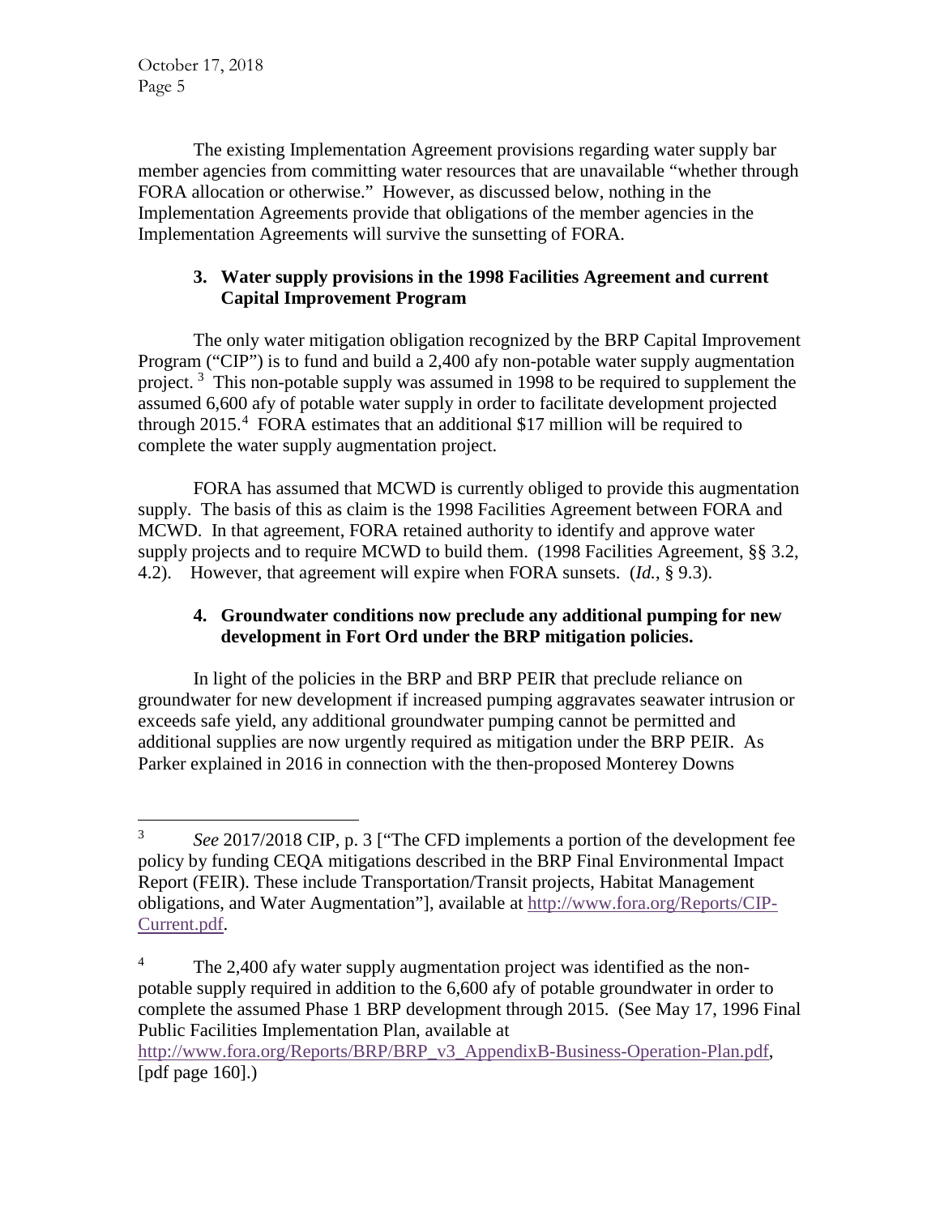The existing Implementation Agreement provisions regarding water supply bar member agencies from committing water resources that are unavailable "whether through FORA allocation or otherwise." However, as discussed below, nothing in the Implementation Agreements provide that obligations of the member agencies in the Implementation Agreements will survive the sunsetting of FORA.

**3. Water supply provisions in the 1998 Facilities Agreement and current Capital Improvement Program**

The only water mitigation obligation recognized by the BRP Capital Improvement Program ("CIP") is to fund and build a 2,400 afy non-potable water supply augmentation project. [3] This non-potable supply was assumed in 1998 to be required to supplement the assumed 6,600 afy of potable water supply in order to facilitate development projected through 2015.[4] FORA estimates that an additional $17 million will be required to complete the water supply augmentation project.

FORA has assumed that MCWD is currently obliged to provide this augmentation supply. The basis of this as claim is the 1998 Facilities Agreement between FORA and MCWD. In that agreement, FORA retained authority to identify and approve water supply projects and to require MCWD to build them. (1998 Facilities Agreement, §§ 3.2, 4.2). However, that agreement will expire when FORA sunsets. (*Id.*, § 9.3).

**4. Groundwater conditions now preclude any additional pumping for new development in Fort Ord under the BRP mitigation policies.**

In light of the policies in the BRP and BRP PEIR that preclude reliance on groundwater for new development if increased pumping aggravates seawater intrusion or exceeds safe yield, any additional groundwater pumping cannot be permitted and additional supplies are now urgently required as mitigation under the BRP PEIR. As Parker explained in 2016 in connection with the then-proposed Monterey Downs

---

[3] *See* 2017/2018 CIP, p. 3 ["The CFD implements a portion of the development fee policy by funding CEQA mitigations described in the BRP Final Environmental Impact Report (FEIR). These include Transportation/Transit projects, Habitat Management obligations, and Water Augmentation"], available at http://www.fora.org/Reports/CIP-Current.pdf.

[4] The 2,400 afy water supply augmentation project was identified as the non-potable supply required in addition to the 6,600 afy of potable groundwater in order to complete the assumed Phase 1 BRP development through 2015. (See May 17, 1996 Final Public Facilities Implementation Plan, available at http://www.fora.org/Reports/BRP/BRP_v3_AppendixB-Business-Operation-Plan.pdf, [pdf page 160].)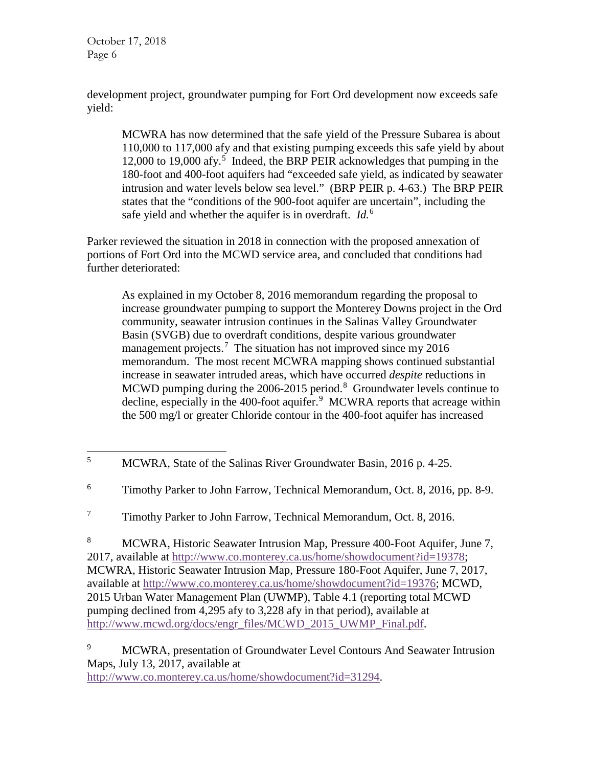development project, groundwater pumping for Fort Ord development now exceeds safe yield:

> MCWRA has now determined that the safe yield of the Pressure Subarea is about 110,000 to 117,000 afy and that existing pumping exceeds this safe yield by about 12,000 to 19,000 afy.[5] Indeed, the BRP PEIR acknowledges that pumping in the 180-foot and 400-foot aquifers had "exceeded safe yield, as indicated by seawater intrusion and water levels below sea level." (BRP PEIR p. 4-63.) The BRP PEIR states that the "conditions of the 900-foot aquifer are uncertain", including the safe yield and whether the aquifer is in overdraft. *Id.*[6]

Parker reviewed the situation in 2018 in connection with the proposed annexation of portions of Fort Ord into the MCWD service area, and concluded that conditions had further deteriorated:

> As explained in my October 8, 2016 memorandum regarding the proposal to increase groundwater pumping to support the Monterey Downs project in the Ord community, seawater intrusion continues in the Salinas Valley Groundwater Basin (SVGB) due to overdraft conditions, despite various groundwater management projects.[7] The situation has not improved since my 2016 memorandum. The most recent MCWRA mapping shows continued substantial increase in seawater intruded areas, which have occurred *despite* reductions in MCWD pumping during the 2006-2015 period.[8] Groundwater levels continue to decline, especially in the 400-foot aquifer.[9] MCWRA reports that acreage within the 500 mg/l or greater Chloride contour in the 400-foot aquifer has increased

---

[5] MCWRA, State of the Salinas River Groundwater Basin, 2016 p. 4-25.

[6] Timothy Parker to John Farrow, Technical Memorandum, Oct. 8, 2016, pp. 8-9.

[7] Timothy Parker to John Farrow, Technical Memorandum, Oct. 8, 2016.

[8] MCWRA, Historic Seawater Intrusion Map, Pressure 400-Foot Aquifer, June 7, 2017, available at http://www.co.monterey.ca.us/home/showdocument?id=19378; MCWRA, Historic Seawater Intrusion Map, Pressure 180-Foot Aquifer, June 7, 2017, available at http://www.co.monterey.ca.us/home/showdocument?id=19376; MCWD, 2015 Urban Water Management Plan (UWMP), Table 4.1 (reporting total MCWD pumping declined from 4,295 afy to 3,228 afy in that period), available at http://www.mcwd.org/docs/engr_files/MCWD_2015_UWMP_Final.pdf.

[9] MCWRA, presentation of Groundwater Level Contours And Seawater Intrusion Maps, July 13, 2017, available at http://www.co.monterey.ca.us/home/showdocument?id=31294.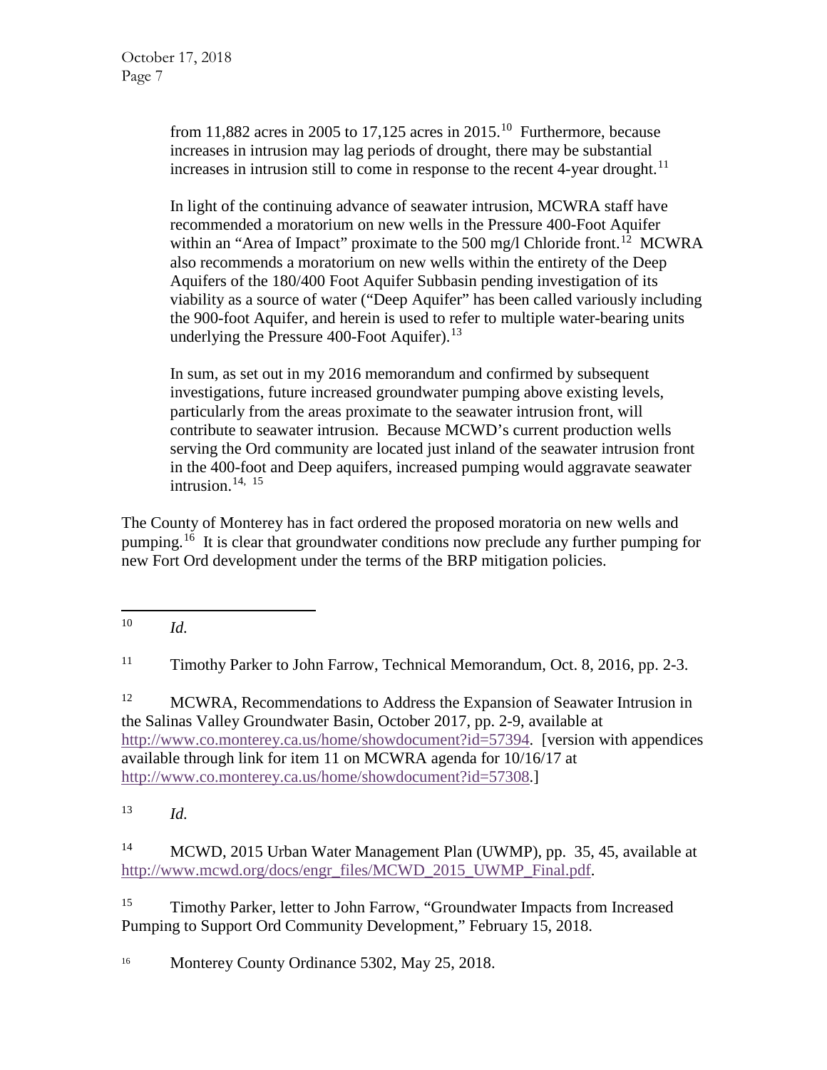> from 11,882 acres in 2005 to 17,125 acres in 2015.[10] Furthermore, because increases in intrusion may lag periods of drought, there may be substantial increases in intrusion still to come in response to the recent 4-year drought.[11]
>
> In light of the continuing advance of seawater intrusion, MCWRA staff have recommended a moratorium on new wells in the Pressure 400-Foot Aquifer within an "Area of Impact" proximate to the 500 mg/l Chloride front.[12] MCWRA also recommends a moratorium on new wells within the entirety of the Deep Aquifers of the 180/400 Foot Aquifer Subbasin pending investigation of its viability as a source of water ("Deep Aquifer" has been called variously including the 900-foot Aquifer, and herein is used to refer to multiple water-bearing units underlying the Pressure 400-Foot Aquifer).[13]
>
> In sum, as set out in my 2016 memorandum and confirmed by subsequent investigations, future increased groundwater pumping above existing levels, particularly from the areas proximate to the seawater intrusion front, will contribute to seawater intrusion. Because MCWD's current production wells serving the Ord community are located just inland of the seawater intrusion front in the 400-foot and Deep aquifers, increased pumping would aggravate seawater intrusion.[14, 15]

The County of Monterey has in fact ordered the proposed moratoria on new wells and pumping.[16] It is clear that groundwater conditions now preclude any further pumping for new Fort Ord development under the terms of the BRP mitigation policies.

---

[10] *Id.*

[11] Timothy Parker to John Farrow, Technical Memorandum, Oct. 8, 2016, pp. 2-3.

[12] MCWRA, Recommendations to Address the Expansion of Seawater Intrusion in the Salinas Valley Groundwater Basin, October 2017, pp. 2-9, available at http://www.co.monterey.ca.us/home/showdocument?id=57394. [version with appendices available through link for item 11 on MCWRA agenda for 10/16/17 at http://www.co.monterey.ca.us/home/showdocument?id=57308.]

[13] *Id.*

[14] MCWD, 2015 Urban Water Management Plan (UWMP), pp. 35, 45, available at http://www.mcwd.org/docs/engr_files/MCWD_2015_UWMP_Final.pdf.

[15] Timothy Parker, letter to John Farrow, "Groundwater Impacts from Increased Pumping to Support Ord Community Development," February 15, 2018.

[16] Monterey County Ordinance 5302, May 25, 2018.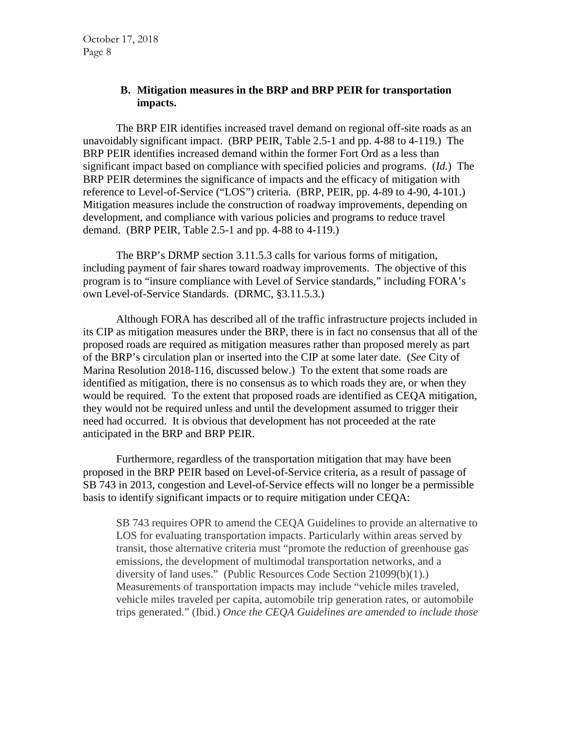### B. Mitigation measures in the BRP and BRP PEIR for transportation impacts.

The BRP EIR identifies increased travel demand on regional off-site roads as an unavoidably significant impact. (BRP PEIR, Table 2.5-1 and pp. 4-88 to 4-119.) The BRP PEIR identifies increased demand within the former Fort Ord as a less than significant impact based on compliance with specified policies and programs. (*Id.*) The BRP PEIR determines the significance of impacts and the efficacy of mitigation with reference to Level-of-Service ("LOS") criteria. (BRP, PEIR, pp. 4-89 to 4-90, 4-101.) Mitigation measures include the construction of roadway improvements, depending on development, and compliance with various policies and programs to reduce travel demand. (BRP PEIR, Table 2.5-1 and pp. 4-88 to 4-119.)

The BRP's DRMP section 3.11.5.3 calls for various forms of mitigation, including payment of fair shares toward roadway improvements. The objective of this program is to "insure compliance with Level of Service standards," including FORA's own Level-of-Service Standards. (DRMC, §3.11.5.3.)

Although FORA has described all of the traffic infrastructure projects included in its CIP as mitigation measures under the BRP, there is in fact no consensus that all of the proposed roads are required as mitigation measures rather than proposed merely as part of the BRP's circulation plan or inserted into the CIP at some later date. (*See* City of Marina Resolution 2018-116, discussed below.) To the extent that some roads are identified as mitigation, there is no consensus as to which roads they are, or when they would be required. To the extent that proposed roads are identified as CEQA mitigation, they would not be required unless and until the development assumed to trigger their need had occurred. It is obvious that development has not proceeded at the rate anticipated in the BRP and BRP PEIR.

Furthermore, regardless of the transportation mitigation that may have been proposed in the BRP PEIR based on Level-of-Service criteria, as a result of passage of SB 743 in 2013, congestion and Level-of-Service effects will no longer be a permissible basis to identify significant impacts or to require mitigation under CEQA:

> SB 743 requires OPR to amend the CEQA Guidelines to provide an alternative to LOS for evaluating transportation impacts. Particularly within areas served by transit, those alternative criteria must "promote the reduction of greenhouse gas emissions, the development of multimodal transportation networks, and a diversity of land uses." (Public Resources Code Section 21099(b)(1).) Measurements of transportation impacts may include "vehicle miles traveled, vehicle miles traveled per capita, automobile trip generation rates, or automobile trips generated." (Ibid.) *Once the CEQA Guidelines are amended to include those*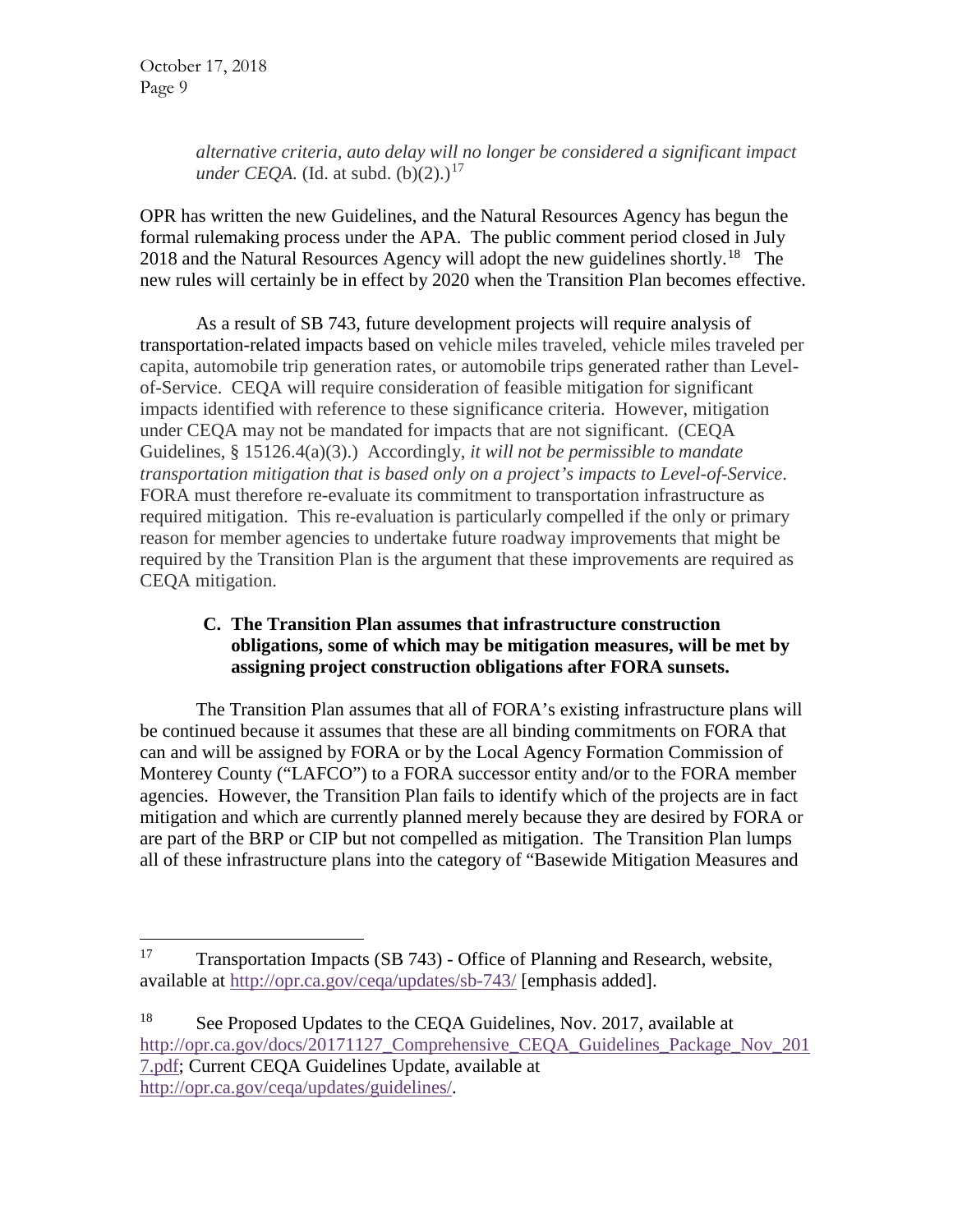*alternative criteria, auto delay will no longer be considered a significant impact under CEQA.* (Id. at subd. (b)(2).)[17]

OPR has written the new Guidelines, and the Natural Resources Agency has begun the formal rulemaking process under the APA. The public comment period closed in July 2018 and the Natural Resources Agency will adopt the new guidelines shortly.[18] The new rules will certainly be in effect by 2020 when the Transition Plan becomes effective.

As a result of SB 743, future development projects will require analysis of transportation-related impacts based on vehicle miles traveled, vehicle miles traveled per capita, automobile trip generation rates, or automobile trips generated rather than Level-of-Service. CEQA will require consideration of feasible mitigation for significant impacts identified with reference to these significance criteria. However, mitigation under CEQA may not be mandated for impacts that are not significant. (CEQA Guidelines, § 15126.4(a)(3).) Accordingly, *it will not be permissible to mandate transportation mitigation that is based only on a project's impacts to Level-of-Service*. FORA must therefore re-evaluate its commitment to transportation infrastructure as required mitigation. This re-evaluation is particularly compelled if the only or primary reason for member agencies to undertake future roadway improvements that might be required by the Transition Plan is the argument that these improvements are required as CEQA mitigation.

**C. The Transition Plan assumes that infrastructure construction obligations, some of which may be mitigation measures, will be met by assigning project construction obligations after FORA sunsets.**

The Transition Plan assumes that all of FORA's existing infrastructure plans will be continued because it assumes that these are all binding commitments on FORA that can and will be assigned by FORA or by the Local Agency Formation Commission of Monterey County ("LAFCO") to a FORA successor entity and/or to the FORA member agencies. However, the Transition Plan fails to identify which of the projects are in fact mitigation and which are currently planned merely because they are desired by FORA or are part of the BRP or CIP but not compelled as mitigation. The Transition Plan lumps all of these infrastructure plans into the category of "Basewide Mitigation Measures and

---

[17] Transportation Impacts (SB 743) - Office of Planning and Research, website, available at http://opr.ca.gov/ceqa/updates/sb-743/ [emphasis added].

[18] See Proposed Updates to the CEQA Guidelines, Nov. 2017, available at http://opr.ca.gov/docs/20171127_Comprehensive_CEQA_Guidelines_Package_Nov_2017.pdf; Current CEQA Guidelines Update, available at http://opr.ca.gov/ceqa/updates/guidelines/.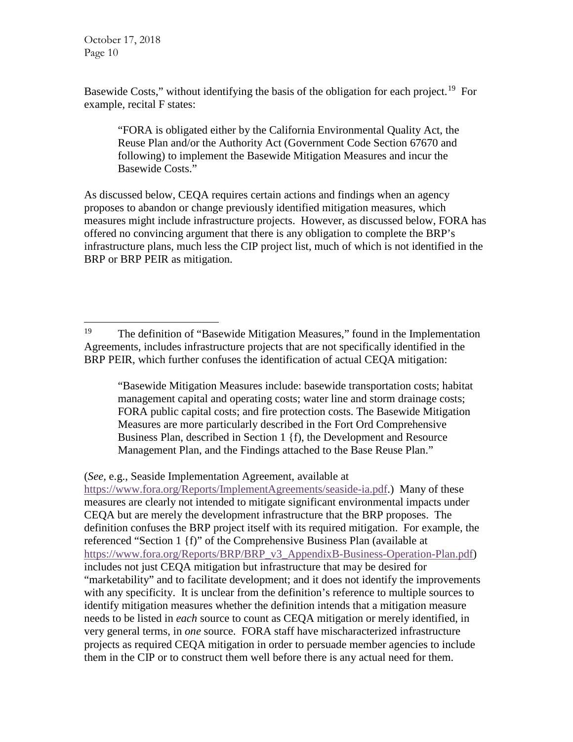Basewide Costs," without identifying the basis of the obligation for each project.[19] For example, recital F states:

> "FORA is obligated either by the California Environmental Quality Act, the Reuse Plan and/or the Authority Act (Government Code Section 67670 and following) to implement the Basewide Mitigation Measures and incur the Basewide Costs."

As discussed below, CEQA requires certain actions and findings when an agency proposes to abandon or change previously identified mitigation measures, which measures might include infrastructure projects. However, as discussed below, FORA has offered no convincing argument that there is any obligation to complete the BRP's infrastructure plans, much less the CIP project list, much of which is not identified in the BRP or BRP PEIR as mitigation.

---

[19] The definition of "Basewide Mitigation Measures," found in the Implementation Agreements, includes infrastructure projects that are not specifically identified in the BRP PEIR, which further confuses the identification of actual CEQA mitigation:

> "Basewide Mitigation Measures include: basewide transportation costs; habitat management capital and operating costs; water line and storm drainage costs; FORA public capital costs; and fire protection costs. The Basewide Mitigation Measures are more particularly described in the Fort Ord Comprehensive Business Plan, described in Section 1 {f), the Development and Resource Management Plan, and the Findings attached to the Base Reuse Plan."

(*See,* e.g., Seaside Implementation Agreement, available at https://www.fora.org/Reports/ImplementAgreements/seaside-ia.pdf.) Many of these measures are clearly not intended to mitigate significant environmental impacts under CEQA but are merely the development infrastructure that the BRP proposes. The definition confuses the BRP project itself with its required mitigation. For example, the referenced "Section 1 {f)" of the Comprehensive Business Plan (available at https://www.fora.org/Reports/BRP/BRP_v3_AppendixB-Business-Operation-Plan.pdf) includes not just CEQA mitigation but infrastructure that may be desired for "marketability" and to facilitate development; and it does not identify the improvements with any specificity. It is unclear from the definition's reference to multiple sources to identify mitigation measures whether the definition intends that a mitigation measure needs to be listed in *each* source to count as CEQA mitigation or merely identified, in very general terms, in *one* source. FORA staff have mischaracterized infrastructure projects as required CEQA mitigation in order to persuade member agencies to include them in the CIP or to construct them well before there is any actual need for them.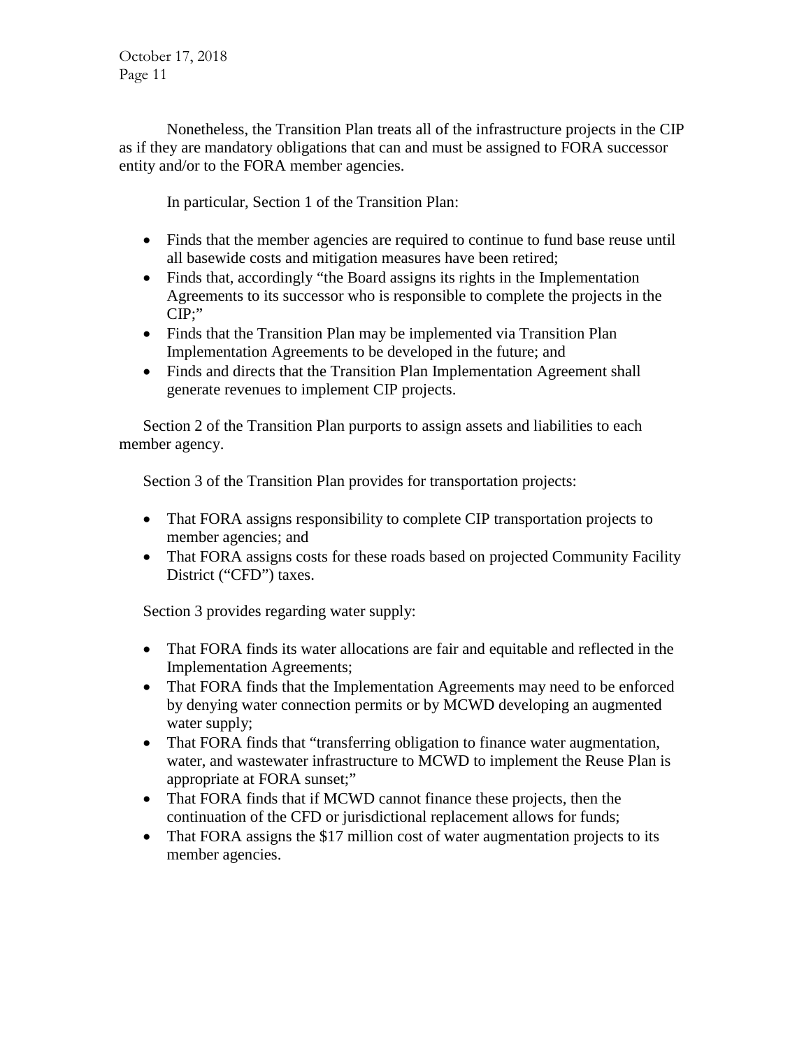Nonetheless, the Transition Plan treats all of the infrastructure projects in the CIP as if they are mandatory obligations that can and must be assigned to FORA successor entity and/or to the FORA member agencies.

In particular, Section 1 of the Transition Plan:

- Finds that the member agencies are required to continue to fund base reuse until all basewide costs and mitigation measures have been retired;
- Finds that, accordingly "the Board assigns its rights in the Implementation Agreements to its successor who is responsible to complete the projects in the CIP;"
- Finds that the Transition Plan may be implemented via Transition Plan Implementation Agreements to be developed in the future; and
- Finds and directs that the Transition Plan Implementation Agreement shall generate revenues to implement CIP projects.

Section 2 of the Transition Plan purports to assign assets and liabilities to each member agency.

Section 3 of the Transition Plan provides for transportation projects:

- That FORA assigns responsibility to complete CIP transportation projects to member agencies; and
- That FORA assigns costs for these roads based on projected Community Facility District ("CFD") taxes.

Section 3 provides regarding water supply:

- That FORA finds its water allocations are fair and equitable and reflected in the Implementation Agreements;
- That FORA finds that the Implementation Agreements may need to be enforced by denying water connection permits or by MCWD developing an augmented water supply;
- That FORA finds that "transferring obligation to finance water augmentation, water, and wastewater infrastructure to MCWD to implement the Reuse Plan is appropriate at FORA sunset;"
- That FORA finds that if MCWD cannot finance these projects, then the continuation of the CFD or jurisdictional replacement allows for funds;
- That FORA assigns the $17 million cost of water augmentation projects to its member agencies.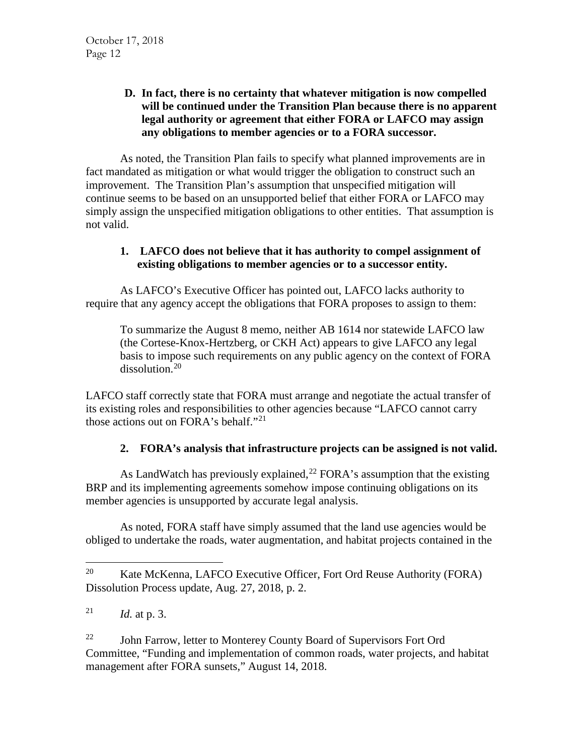**D. In fact, there is no certainty that whatever mitigation is now compelled will be continued under the Transition Plan because there is no apparent legal authority or agreement that either FORA or LAFCO may assign any obligations to member agencies or to a FORA successor.**

As noted, the Transition Plan fails to specify what planned improvements are in fact mandated as mitigation or what would trigger the obligation to construct such an improvement. The Transition Plan's assumption that unspecified mitigation will continue seems to be based on an unsupported belief that either FORA or LAFCO may simply assign the unspecified mitigation obligations to other entities. That assumption is not valid.

**1. LAFCO does not believe that it has authority to compel assignment of existing obligations to member agencies or to a successor entity.**

As LAFCO's Executive Officer has pointed out, LAFCO lacks authority to require that any agency accept the obligations that FORA proposes to assign to them:

> To summarize the August 8 memo, neither AB 1614 nor statewide LAFCO law (the Cortese-Knox-Hertzberg, or CKH Act) appears to give LAFCO any legal basis to impose such requirements on any public agency on the context of FORA dissolution.[20]

LAFCO staff correctly state that FORA must arrange and negotiate the actual transfer of its existing roles and responsibilities to other agencies because "LAFCO cannot carry those actions out on FORA's behalf."[21]

**2. FORA's analysis that infrastructure projects can be assigned is not valid.**

As LandWatch has previously explained,[22] FORA's assumption that the existing BRP and its implementing agreements somehow impose continuing obligations on its member agencies is unsupported by accurate legal analysis.

As noted, FORA staff have simply assumed that the land use agencies would be obliged to undertake the roads, water augmentation, and habitat projects contained in the

---

[20] Kate McKenna, LAFCO Executive Officer, Fort Ord Reuse Authority (FORA) Dissolution Process update, Aug. 27, 2018, p. 2.

[21] *Id.* at p. 3.

[22] John Farrow, letter to Monterey County Board of Supervisors Fort Ord Committee, "Funding and implementation of common roads, water projects, and habitat management after FORA sunsets," August 14, 2018.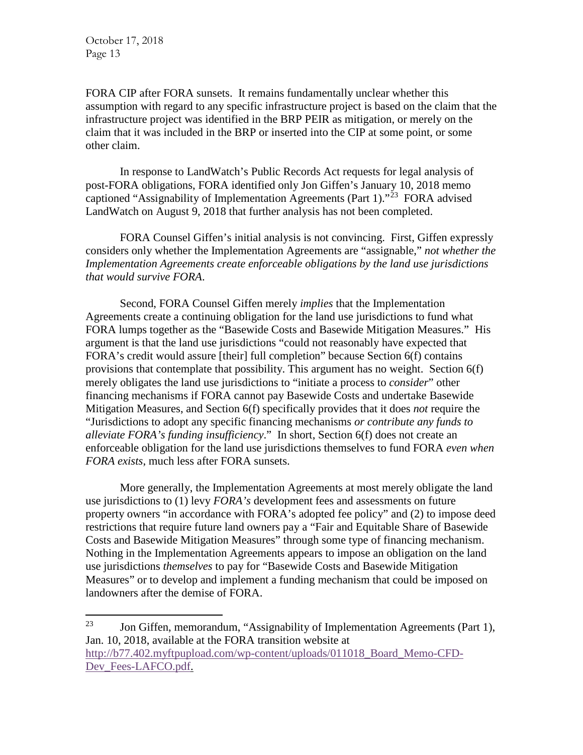FORA CIP after FORA sunsets. It remains fundamentally unclear whether this assumption with regard to any specific infrastructure project is based on the claim that the infrastructure project was identified in the BRP PEIR as mitigation, or merely on the claim that it was included in the BRP or inserted into the CIP at some point, or some other claim.

In response to LandWatch's Public Records Act requests for legal analysis of post-FORA obligations, FORA identified only Jon Giffen's January 10, 2018 memo captioned "Assignability of Implementation Agreements (Part 1)."[23] FORA advised LandWatch on August 9, 2018 that further analysis has not been completed.

FORA Counsel Giffen's initial analysis is not convincing. First, Giffen expressly considers only whether the Implementation Agreements are "assignable," *not whether the Implementation Agreements create enforceable obligations by the land use jurisdictions that would survive FORA*.

Second, FORA Counsel Giffen merely *implies* that the Implementation Agreements create a continuing obligation for the land use jurisdictions to fund what FORA lumps together as the "Basewide Costs and Basewide Mitigation Measures." His argument is that the land use jurisdictions "could not reasonably have expected that FORA's credit would assure [their] full completion" because Section 6(f) contains provisions that contemplate that possibility. This argument has no weight. Section 6(f) merely obligates the land use jurisdictions to "initiate a process to *consider*" other financing mechanisms if FORA cannot pay Basewide Costs and undertake Basewide Mitigation Measures, and Section 6(f) specifically provides that it does *not* require the "Jurisdictions to adopt any specific financing mechanisms *or contribute any funds to alleviate FORA's funding insufficiency*." In short, Section 6(f) does not create an enforceable obligation for the land use jurisdictions themselves to fund FORA *even when FORA exists*, much less after FORA sunsets.

More generally, the Implementation Agreements at most merely obligate the land use jurisdictions to (1) levy *FORA's* development fees and assessments on future property owners "in accordance with FORA's adopted fee policy" and (2) to impose deed restrictions that require future land owners pay a "Fair and Equitable Share of Basewide Costs and Basewide Mitigation Measures" through some type of financing mechanism. Nothing in the Implementation Agreements appears to impose an obligation on the land use jurisdictions *themselves* to pay for "Basewide Costs and Basewide Mitigation Measures" or to develop and implement a funding mechanism that could be imposed on landowners after the demise of FORA.

---

[23] Jon Giffen, memorandum, "Assignability of Implementation Agreements (Part 1), Jan. 10, 2018, available at the FORA transition website at http://b77.402.myftpupload.com/wp-content/uploads/011018_Board_Memo-CFD-Dev_Fees-LAFCO.pdf.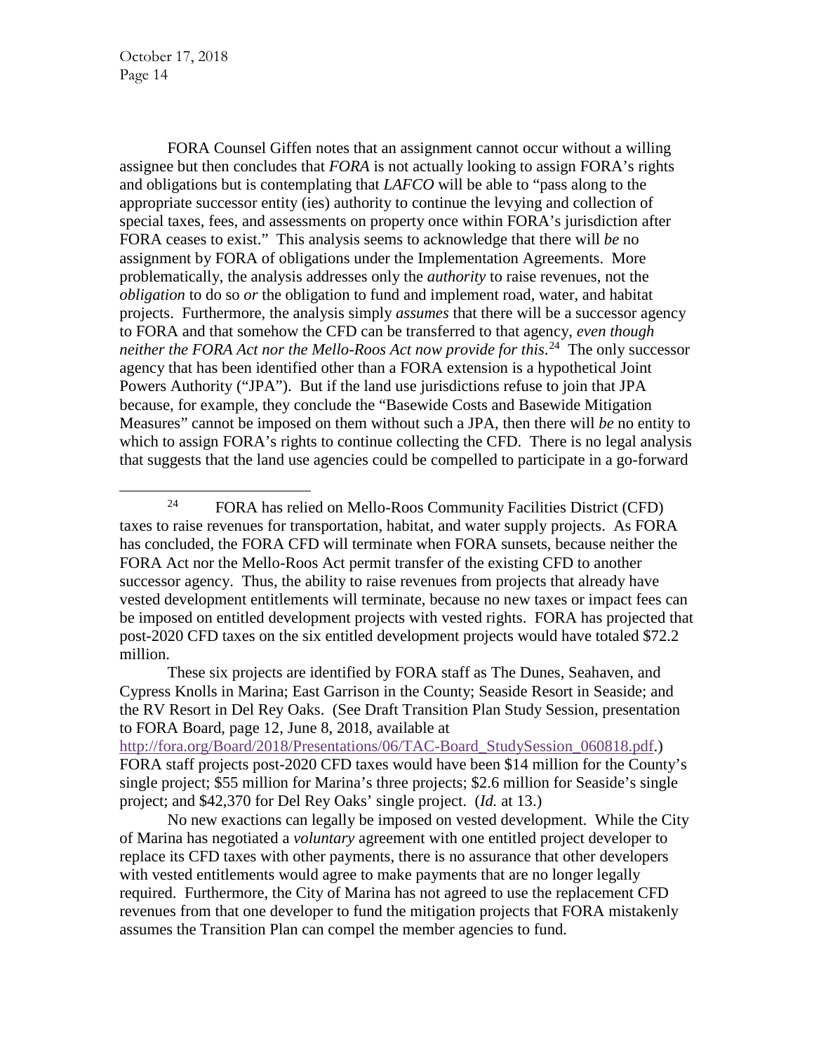FORA Counsel Giffen notes that an assignment cannot occur without a willing assignee but then concludes that *FORA* is not actually looking to assign FORA's rights and obligations but is contemplating that *LAFCO* will be able to "pass along to the appropriate successor entity (ies) authority to continue the levying and collection of special taxes, fees, and assessments on property once within FORA's jurisdiction after FORA ceases to exist." This analysis seems to acknowledge that there will *be* no assignment by FORA of obligations under the Implementation Agreements. More problematically, the analysis addresses only the *authority* to raise revenues, not the *obligation* to do so *or* the obligation to fund and implement road, water, and habitat projects. Furthermore, the analysis simply *assumes* that there will be a successor agency to FORA and that somehow the CFD can be transferred to that agency, *even though neither the FORA Act nor the Mello-Roos Act now provide for this*.[24] The only successor agency that has been identified other than a FORA extension is a hypothetical Joint Powers Authority ("JPA"). But if the land use jurisdictions refuse to join that JPA because, for example, they conclude the "Basewide Costs and Basewide Mitigation Measures" cannot be imposed on them without such a JPA, then there will *be* no entity to which to assign FORA's rights to continue collecting the CFD. There is no legal analysis that suggests that the land use agencies could be compelled to participate in a go-forward

---

[24] FORA has relied on Mello-Roos Community Facilities District (CFD) taxes to raise revenues for transportation, habitat, and water supply projects. As FORA has concluded, the FORA CFD will terminate when FORA sunsets, because neither the FORA Act nor the Mello-Roos Act permit transfer of the existing CFD to another successor agency. Thus, the ability to raise revenues from projects that already have vested development entitlements will terminate, because no new taxes or impact fees can be imposed on entitled development projects with vested rights. FORA has projected that post-2020 CFD taxes on the six entitled development projects would have totaled $72.2 million.

These six projects are identified by FORA staff as The Dunes, Seahaven, and Cypress Knolls in Marina; East Garrison in the County; Seaside Resort in Seaside; and the RV Resort in Del Rey Oaks. (See Draft Transition Plan Study Session, presentation to FORA Board, page 12, June 8, 2018, available at http://fora.org/Board/2018/Presentations/06/TAC-Board_StudySession_060818.pdf.) FORA staff projects post-2020 CFD taxes would have been $14 million for the County's single project; $55 million for Marina's three projects; $2.6 million for Seaside's single project; and $42,370 for Del Rey Oaks' single project. (*Id.* at 13.)

No new exactions can legally be imposed on vested development. While the City of Marina has negotiated a *voluntary* agreement with one entitled project developer to replace its CFD taxes with other payments, there is no assurance that other developers with vested entitlements would agree to make payments that are no longer legally required. Furthermore, the City of Marina has not agreed to use the replacement CFD revenues from that one developer to fund the mitigation projects that FORA mistakenly assumes the Transition Plan can compel the member agencies to fund.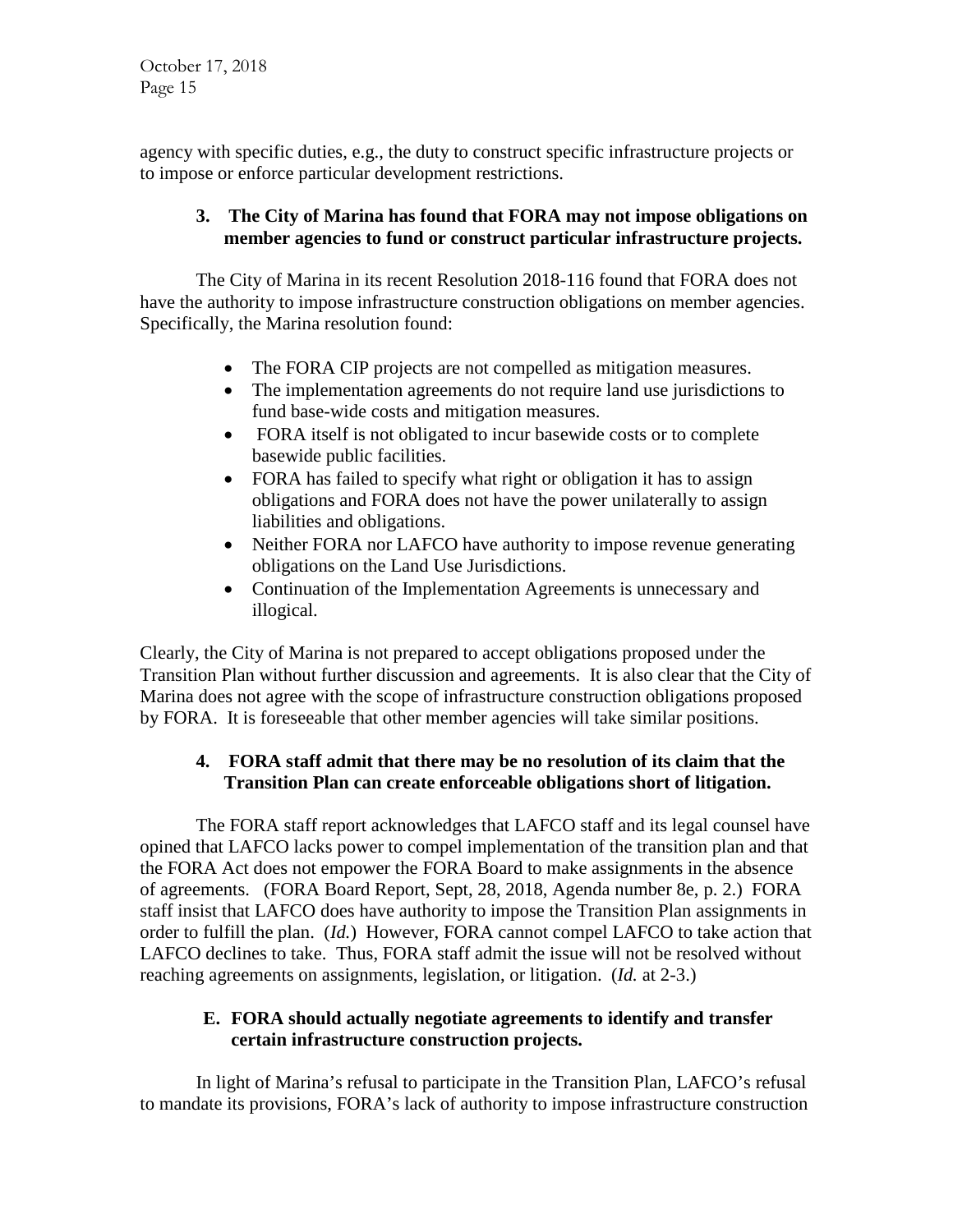agency with specific duties, e.g., the duty to construct specific infrastructure projects or to impose or enforce particular development restrictions.

**3. The City of Marina has found that FORA may not impose obligations on member agencies to fund or construct particular infrastructure projects.**

The City of Marina in its recent Resolution 2018-116 found that FORA does not have the authority to impose infrastructure construction obligations on member agencies. Specifically, the Marina resolution found:

- The FORA CIP projects are not compelled as mitigation measures.
- The implementation agreements do not require land use jurisdictions to fund base-wide costs and mitigation measures.
- FORA itself is not obligated to incur basewide costs or to complete basewide public facilities.
- FORA has failed to specify what right or obligation it has to assign obligations and FORA does not have the power unilaterally to assign liabilities and obligations.
- Neither FORA nor LAFCO have authority to impose revenue generating obligations on the Land Use Jurisdictions.
- Continuation of the Implementation Agreements is unnecessary and illogical.

Clearly, the City of Marina is not prepared to accept obligations proposed under the Transition Plan without further discussion and agreements. It is also clear that the City of Marina does not agree with the scope of infrastructure construction obligations proposed by FORA. It is foreseeable that other member agencies will take similar positions.

**4. FORA staff admit that there may be no resolution of its claim that the Transition Plan can create enforceable obligations short of litigation.**

The FORA staff report acknowledges that LAFCO staff and its legal counsel have opined that LAFCO lacks power to compel implementation of the transition plan and that the FORA Act does not empower the FORA Board to make assignments in the absence of agreements. (FORA Board Report, Sept, 28, 2018, Agenda number 8e, p. 2.) FORA staff insist that LAFCO does have authority to impose the Transition Plan assignments in order to fulfill the plan. (*Id.*) However, FORA cannot compel LAFCO to take action that LAFCO declines to take. Thus, FORA staff admit the issue will not be resolved without reaching agreements on assignments, legislation, or litigation. (*Id.* at 2-3.)

**E. FORA should actually negotiate agreements to identify and transfer certain infrastructure construction projects.**

In light of Marina's refusal to participate in the Transition Plan, LAFCO's refusal to mandate its provisions, FORA's lack of authority to impose infrastructure construction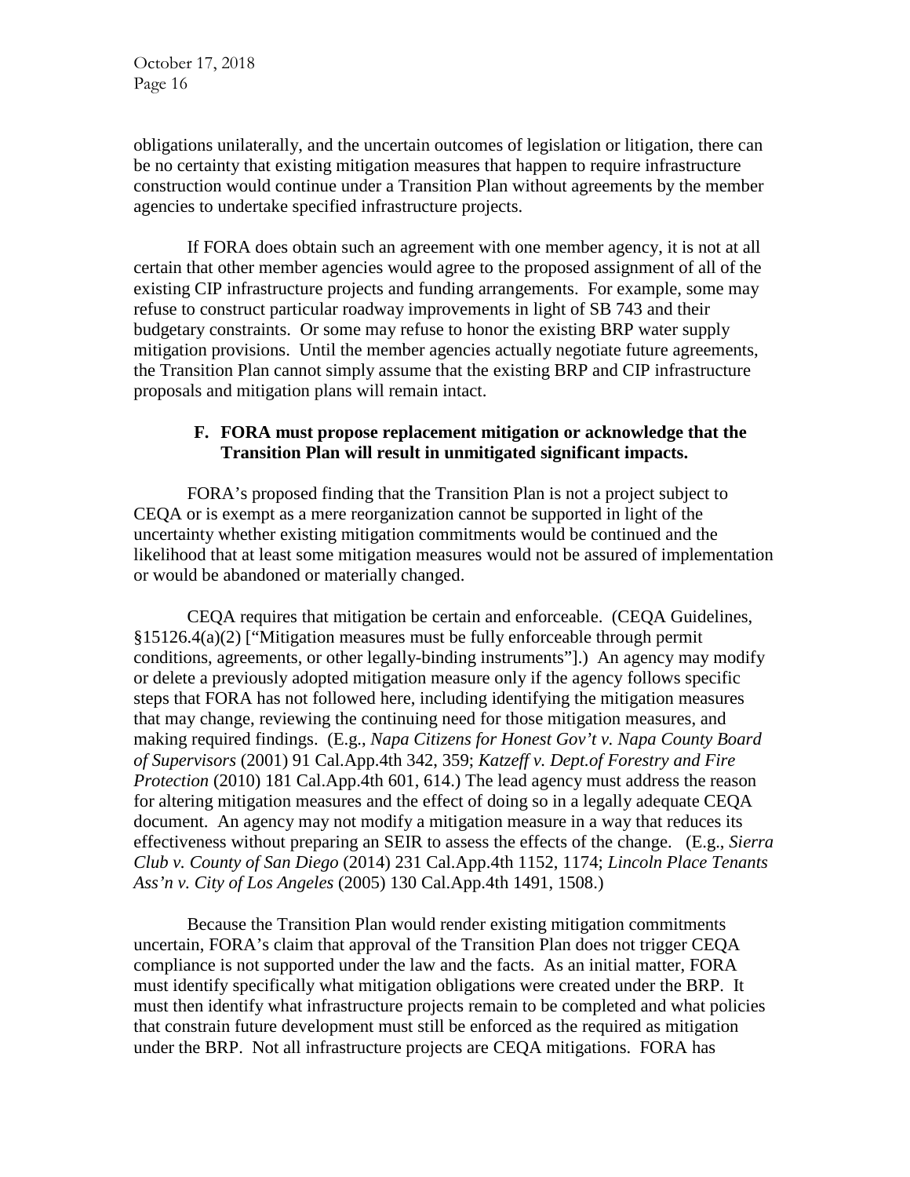obligations unilaterally, and the uncertain outcomes of legislation or litigation, there can be no certainty that existing mitigation measures that happen to require infrastructure construction would continue under a Transition Plan without agreements by the member agencies to undertake specified infrastructure projects.

If FORA does obtain such an agreement with one member agency, it is not at all certain that other member agencies would agree to the proposed assignment of all of the existing CIP infrastructure projects and funding arrangements. For example, some may refuse to construct particular roadway improvements in light of SB 743 and their budgetary constraints. Or some may refuse to honor the existing BRP water supply mitigation provisions. Until the member agencies actually negotiate future agreements, the Transition Plan cannot simply assume that the existing BRP and CIP infrastructure proposals and mitigation plans will remain intact.

**F. FORA must propose replacement mitigation or acknowledge that the Transition Plan will result in unmitigated significant impacts.**

FORA's proposed finding that the Transition Plan is not a project subject to CEQA or is exempt as a mere reorganization cannot be supported in light of the uncertainty whether existing mitigation commitments would be continued and the likelihood that at least some mitigation measures would not be assured of implementation or would be abandoned or materially changed.

CEQA requires that mitigation be certain and enforceable. (CEQA Guidelines, §15126.4(a)(2) ["Mitigation measures must be fully enforceable through permit conditions, agreements, or other legally-binding instruments"].) An agency may modify or delete a previously adopted mitigation measure only if the agency follows specific steps that FORA has not followed here, including identifying the mitigation measures that may change, reviewing the continuing need for those mitigation measures, and making required findings. (E.g., *Napa Citizens for Honest Gov't v. Napa County Board of Supervisors* (2001) 91 Cal.App.4th 342, 359; *Katzeff v. Dept.of Forestry and Fire Protection* (2010) 181 Cal.App.4th 601, 614.) The lead agency must address the reason for altering mitigation measures and the effect of doing so in a legally adequate CEQA document. An agency may not modify a mitigation measure in a way that reduces its effectiveness without preparing an SEIR to assess the effects of the change. (E.g., *Sierra Club v. County of San Diego* (2014) 231 Cal.App.4th 1152, 1174; *Lincoln Place Tenants Ass'n v. City of Los Angeles* (2005) 130 Cal.App.4th 1491, 1508.)

Because the Transition Plan would render existing mitigation commitments uncertain, FORA's claim that approval of the Transition Plan does not trigger CEQA compliance is not supported under the law and the facts. As an initial matter, FORA must identify specifically what mitigation obligations were created under the BRP. It must then identify what infrastructure projects remain to be completed and what policies that constrain future development must still be enforced as the required as mitigation under the BRP. Not all infrastructure projects are CEQA mitigations. FORA has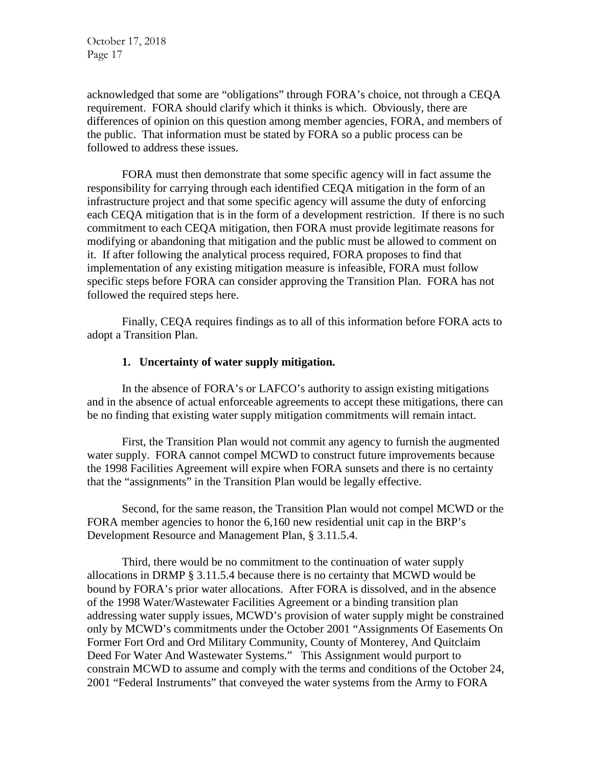acknowledged that some are "obligations" through FORA's choice, not through a CEQA requirement. FORA should clarify which it thinks is which. Obviously, there are differences of opinion on this question among member agencies, FORA, and members of the public. That information must be stated by FORA so a public process can be followed to address these issues.

FORA must then demonstrate that some specific agency will in fact assume the responsibility for carrying through each identified CEQA mitigation in the form of an infrastructure project and that some specific agency will assume the duty of enforcing each CEQA mitigation that is in the form of a development restriction. If there is no such commitment to each CEQA mitigation, then FORA must provide legitimate reasons for modifying or abandoning that mitigation and the public must be allowed to comment on it. If after following the analytical process required, FORA proposes to find that implementation of any existing mitigation measure is infeasible, FORA must follow specific steps before FORA can consider approving the Transition Plan. FORA has not followed the required steps here.

Finally, CEQA requires findings as to all of this information before FORA acts to adopt a Transition Plan.

**1. Uncertainty of water supply mitigation.**

In the absence of FORA's or LAFCO's authority to assign existing mitigations and in the absence of actual enforceable agreements to accept these mitigations, there can be no finding that existing water supply mitigation commitments will remain intact.

First, the Transition Plan would not commit any agency to furnish the augmented water supply. FORA cannot compel MCWD to construct future improvements because the 1998 Facilities Agreement will expire when FORA sunsets and there is no certainty that the "assignments" in the Transition Plan would be legally effective.

Second, for the same reason, the Transition Plan would not compel MCWD or the FORA member agencies to honor the 6,160 new residential unit cap in the BRP's Development Resource and Management Plan, § 3.11.5.4.

Third, there would be no commitment to the continuation of water supply allocations in DRMP § 3.11.5.4 because there is no certainty that MCWD would be bound by FORA's prior water allocations. After FORA is dissolved, and in the absence of the 1998 Water/Wastewater Facilities Agreement or a binding transition plan addressing water supply issues, MCWD's provision of water supply might be constrained only by MCWD's commitments under the October 2001 "Assignments Of Easements On Former Fort Ord and Ord Military Community, County of Monterey, And Quitclaim Deed For Water And Wastewater Systems." This Assignment would purport to constrain MCWD to assume and comply with the terms and conditions of the October 24, 2001 "Federal Instruments" that conveyed the water systems from the Army to FORA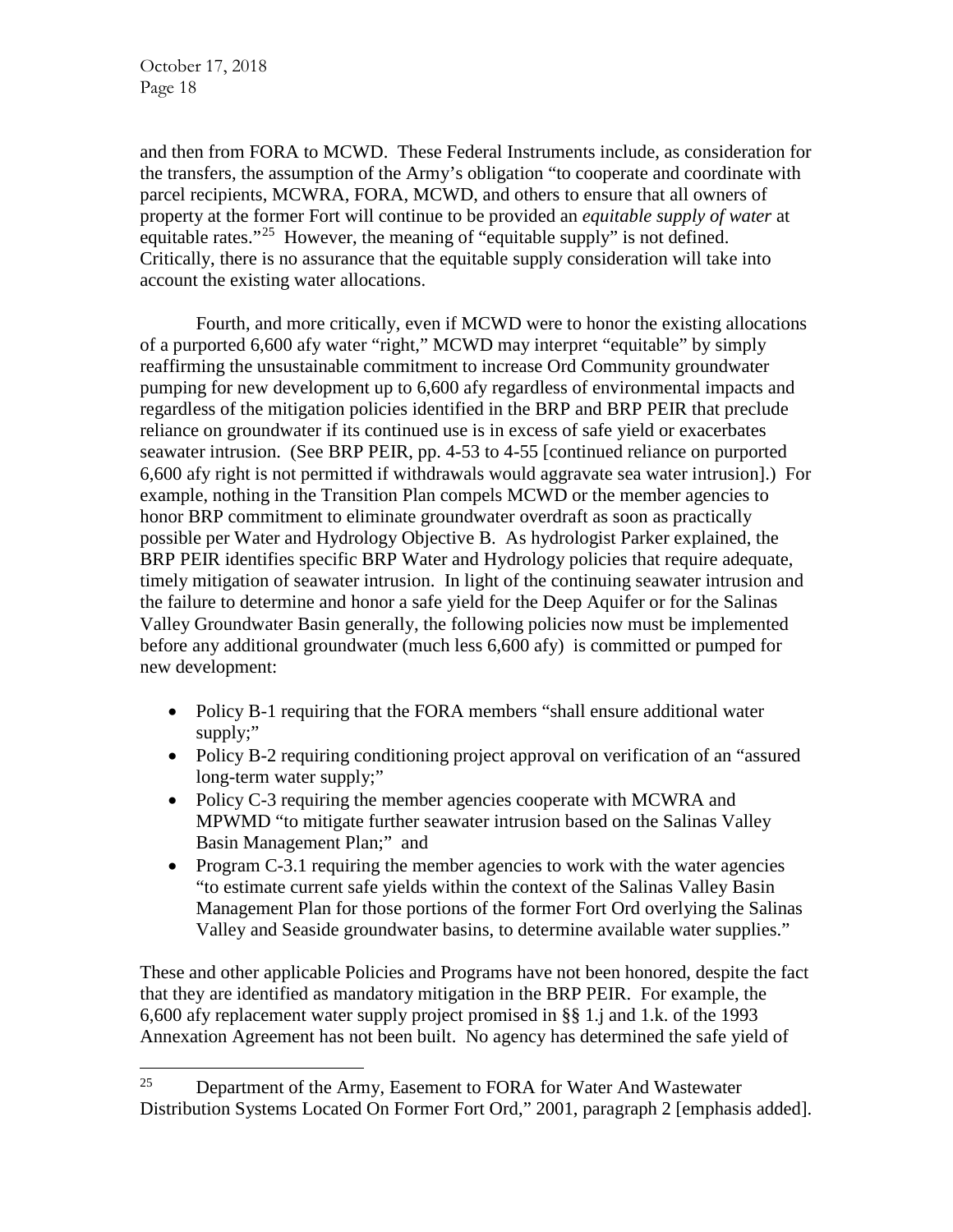and then from FORA to MCWD. These Federal Instruments include, as consideration for the transfers, the assumption of the Army's obligation "to cooperate and coordinate with parcel recipients, MCWRA, FORA, MCWD, and others to ensure that all owners of property at the former Fort will continue to be provided an *equitable supply of water* at equitable rates."[25] However, the meaning of "equitable supply" is not defined. Critically, there is no assurance that the equitable supply consideration will take into account the existing water allocations.

Fourth, and more critically, even if MCWD were to honor the existing allocations of a purported 6,600 afy water "right," MCWD may interpret "equitable" by simply reaffirming the unsustainable commitment to increase Ord Community groundwater pumping for new development up to 6,600 afy regardless of environmental impacts and regardless of the mitigation policies identified in the BRP and BRP PEIR that preclude reliance on groundwater if its continued use is in excess of safe yield or exacerbates seawater intrusion. (See BRP PEIR, pp. 4-53 to 4-55 [continued reliance on purported 6,600 afy right is not permitted if withdrawals would aggravate sea water intrusion].) For example, nothing in the Transition Plan compels MCWD or the member agencies to honor BRP commitment to eliminate groundwater overdraft as soon as practically possible per Water and Hydrology Objective B. As hydrologist Parker explained, the BRP PEIR identifies specific BRP Water and Hydrology policies that require adequate, timely mitigation of seawater intrusion. In light of the continuing seawater intrusion and the failure to determine and honor a safe yield for the Deep Aquifer or for the Salinas Valley Groundwater Basin generally, the following policies now must be implemented before any additional groundwater (much less 6,600 afy) is committed or pumped for new development:

- Policy B-1 requiring that the FORA members "shall ensure additional water supply;"
- Policy B-2 requiring conditioning project approval on verification of an "assured long-term water supply;"
- Policy C-3 requiring the member agencies cooperate with MCWRA and MPWMD "to mitigate further seawater intrusion based on the Salinas Valley Basin Management Plan;" and
- Program C-3.1 requiring the member agencies to work with the water agencies "to estimate current safe yields within the context of the Salinas Valley Basin Management Plan for those portions of the former Fort Ord overlying the Salinas Valley and Seaside groundwater basins, to determine available water supplies."

These and other applicable Policies and Programs have not been honored, despite the fact that they are identified as mandatory mitigation in the BRP PEIR. For example, the 6,600 afy replacement water supply project promised in §§ 1.j and 1.k. of the 1993 Annexation Agreement has not been built. No agency has determined the safe yield of

---

[25] Department of the Army, Easement to FORA for Water And Wastewater Distribution Systems Located On Former Fort Ord," 2001, paragraph 2 [emphasis added].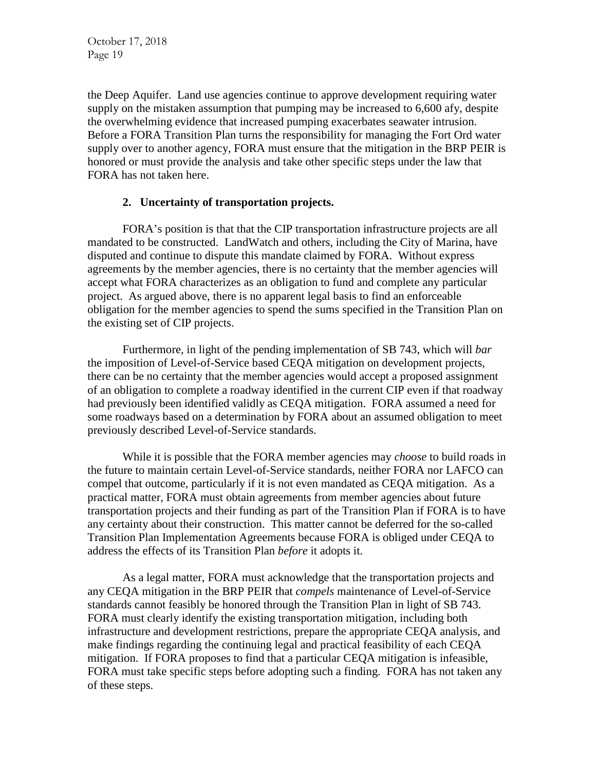the Deep Aquifer. Land use agencies continue to approve development requiring water supply on the mistaken assumption that pumping may be increased to 6,600 afy, despite the overwhelming evidence that increased pumping exacerbates seawater intrusion. Before a FORA Transition Plan turns the responsibility for managing the Fort Ord water supply over to another agency, FORA must ensure that the mitigation in the BRP PEIR is honored or must provide the analysis and take other specific steps under the law that FORA has not taken here.

**2. Uncertainty of transportation projects.**

FORA's position is that that the CIP transportation infrastructure projects are all mandated to be constructed. LandWatch and others, including the City of Marina, have disputed and continue to dispute this mandate claimed by FORA. Without express agreements by the member agencies, there is no certainty that the member agencies will accept what FORA characterizes as an obligation to fund and complete any particular project. As argued above, there is no apparent legal basis to find an enforceable obligation for the member agencies to spend the sums specified in the Transition Plan on the existing set of CIP projects.

Furthermore, in light of the pending implementation of SB 743, which will *bar* the imposition of Level-of-Service based CEQA mitigation on development projects, there can be no certainty that the member agencies would accept a proposed assignment of an obligation to complete a roadway identified in the current CIP even if that roadway had previously been identified validly as CEQA mitigation. FORA assumed a need for some roadways based on a determination by FORA about an assumed obligation to meet previously described Level-of-Service standards.

While it is possible that the FORA member agencies may *choose* to build roads in the future to maintain certain Level-of-Service standards, neither FORA nor LAFCO can compel that outcome, particularly if it is not even mandated as CEQA mitigation. As a practical matter, FORA must obtain agreements from member agencies about future transportation projects and their funding as part of the Transition Plan if FORA is to have any certainty about their construction. This matter cannot be deferred for the so-called Transition Plan Implementation Agreements because FORA is obliged under CEQA to address the effects of its Transition Plan *before* it adopts it.

As a legal matter, FORA must acknowledge that the transportation projects and any CEQA mitigation in the BRP PEIR that *compels* maintenance of Level-of-Service standards cannot feasibly be honored through the Transition Plan in light of SB 743. FORA must clearly identify the existing transportation mitigation, including both infrastructure and development restrictions, prepare the appropriate CEQA analysis, and make findings regarding the continuing legal and practical feasibility of each CEQA mitigation. If FORA proposes to find that a particular CEQA mitigation is infeasible, FORA must take specific steps before adopting such a finding. FORA has not taken any of these steps.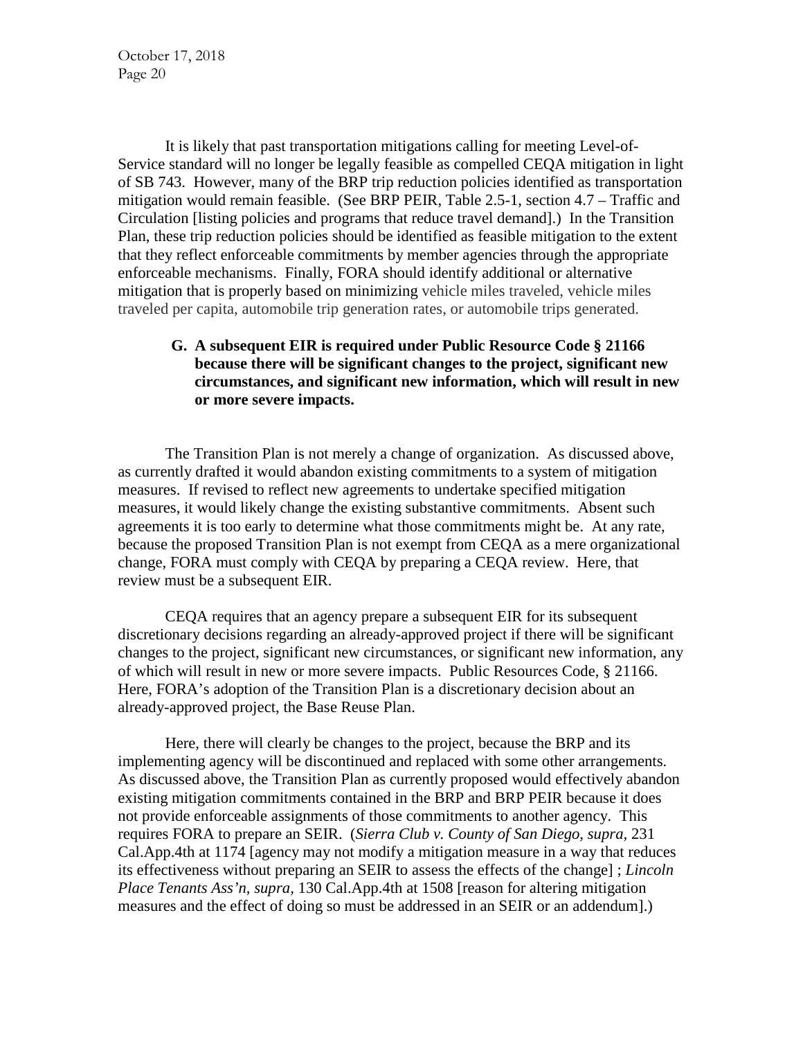It is likely that past transportation mitigations calling for meeting Level-of-Service standard will no longer be legally feasible as compelled CEQA mitigation in light of SB 743. However, many of the BRP trip reduction policies identified as transportation mitigation would remain feasible. (See BRP PEIR, Table 2.5-1, section 4.7 – Traffic and Circulation [listing policies and programs that reduce travel demand].) In the Transition Plan, these trip reduction policies should be identified as feasible mitigation to the extent that they reflect enforceable commitments by member agencies through the appropriate enforceable mechanisms. Finally, FORA should identify additional or alternative mitigation that is properly based on minimizing vehicle miles traveled, vehicle miles traveled per capita, automobile trip generation rates, or automobile trips generated.

**G. A subsequent EIR is required under Public Resource Code § 21166 because there will be significant changes to the project, significant new circumstances, and significant new information, which will result in new or more severe impacts.**

The Transition Plan is not merely a change of organization. As discussed above, as currently drafted it would abandon existing commitments to a system of mitigation measures. If revised to reflect new agreements to undertake specified mitigation measures, it would likely change the existing substantive commitments. Absent such agreements it is too early to determine what those commitments might be. At any rate, because the proposed Transition Plan is not exempt from CEQA as a mere organizational change, FORA must comply with CEQA by preparing a CEQA review. Here, that review must be a subsequent EIR.

CEQA requires that an agency prepare a subsequent EIR for its subsequent discretionary decisions regarding an already-approved project if there will be significant changes to the project, significant new circumstances, or significant new information, any of which will result in new or more severe impacts. Public Resources Code, § 21166. Here, FORA's adoption of the Transition Plan is a discretionary decision about an already-approved project, the Base Reuse Plan.

Here, there will clearly be changes to the project, because the BRP and its implementing agency will be discontinued and replaced with some other arrangements. As discussed above, the Transition Plan as currently proposed would effectively abandon existing mitigation commitments contained in the BRP and BRP PEIR because it does not provide enforceable assignments of those commitments to another agency. This requires FORA to prepare an SEIR. (*Sierra Club v. County of San Diego*, *supra*, 231 Cal.App.4th at 1174 [agency may not modify a mitigation measure in a way that reduces its effectiveness without preparing an SEIR to assess the effects of the change] ; *Lincoln Place Tenants Ass'n*, *supra*, 130 Cal.App.4th at 1508 [reason for altering mitigation measures and the effect of doing so must be addressed in an SEIR or an addendum].)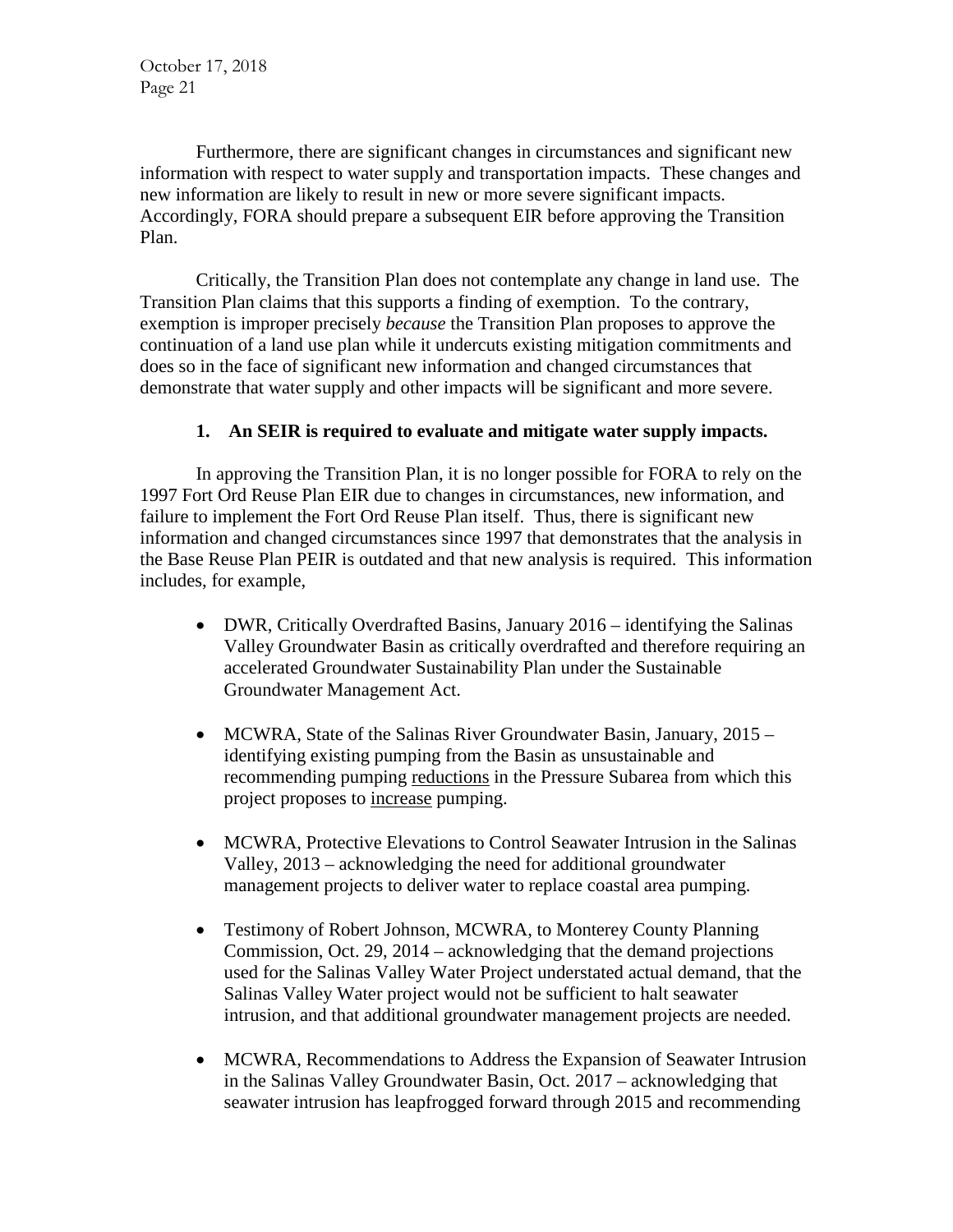Furthermore, there are significant changes in circumstances and significant new information with respect to water supply and transportation impacts. These changes and new information are likely to result in new or more severe significant impacts. Accordingly, FORA should prepare a subsequent EIR before approving the Transition Plan.

Critically, the Transition Plan does not contemplate any change in land use. The Transition Plan claims that this supports a finding of exemption. To the contrary, exemption is improper precisely *because* the Transition Plan proposes to approve the continuation of a land use plan while it undercuts existing mitigation commitments and does so in the face of significant new information and changed circumstances that demonstrate that water supply and other impacts will be significant and more severe.

**1. An SEIR is required to evaluate and mitigate water supply impacts.**

In approving the Transition Plan, it is no longer possible for FORA to rely on the 1997 Fort Ord Reuse Plan EIR due to changes in circumstances, new information, and failure to implement the Fort Ord Reuse Plan itself. Thus, there is significant new information and changed circumstances since 1997 that demonstrates that the analysis in the Base Reuse Plan PEIR is outdated and that new analysis is required. This information includes, for example,

- DWR, Critically Overdrafted Basins, January 2016 – identifying the Salinas Valley Groundwater Basin as critically overdrafted and therefore requiring an accelerated Groundwater Sustainability Plan under the Sustainable Groundwater Management Act.

- MCWRA, State of the Salinas River Groundwater Basin, January, 2015 – identifying existing pumping from the Basin as unsustainable and recommending pumping <u>reductions</u> in the Pressure Subarea from which this project proposes to <u>increase</u> pumping.

- MCWRA, Protective Elevations to Control Seawater Intrusion in the Salinas Valley, 2013 – acknowledging the need for additional groundwater management projects to deliver water to replace coastal area pumping.

- Testimony of Robert Johnson, MCWRA, to Monterey County Planning Commission, Oct. 29, 2014 – acknowledging that the demand projections used for the Salinas Valley Water Project understated actual demand, that the Salinas Valley Water project would not be sufficient to halt seawater intrusion, and that additional groundwater management projects are needed.

- MCWRA, Recommendations to Address the Expansion of Seawater Intrusion in the Salinas Valley Groundwater Basin, Oct. 2017 – acknowledging that seawater intrusion has leapfrogged forward through 2015 and recommending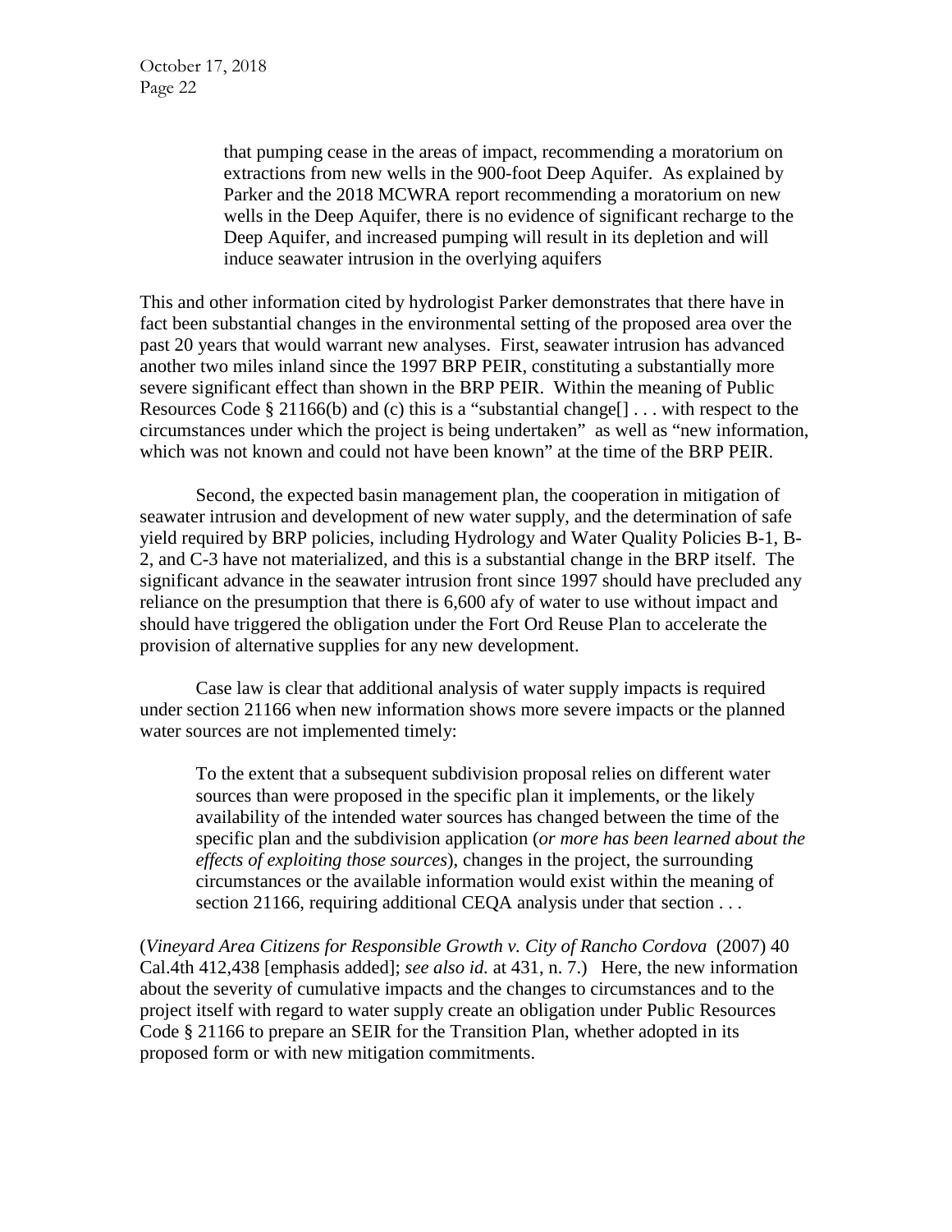> that pumping cease in the areas of impact, recommending a moratorium on extractions from new wells in the 900-foot Deep Aquifer. As explained by Parker and the 2018 MCWRA report recommending a moratorium on new wells in the Deep Aquifer, there is no evidence of significant recharge to the Deep Aquifer, and increased pumping will result in its depletion and will induce seawater intrusion in the overlying aquifers

This and other information cited by hydrologist Parker demonstrates that there have in fact been substantial changes in the environmental setting of the proposed area over the past 20 years that would warrant new analyses. First, seawater intrusion has advanced another two miles inland since the 1997 BRP PEIR, constituting a substantially more severe significant effect than shown in the BRP PEIR. Within the meaning of Public Resources Code § 21166(b) and (c) this is a "substantial change[] . . . with respect to the circumstances under which the project is being undertaken" as well as "new information, which was not known and could not have been known" at the time of the BRP PEIR.

Second, the expected basin management plan, the cooperation in mitigation of seawater intrusion and development of new water supply, and the determination of safe yield required by BRP policies, including Hydrology and Water Quality Policies B-1, B-2, and C-3 have not materialized, and this is a substantial change in the BRP itself. The significant advance in the seawater intrusion front since 1997 should have precluded any reliance on the presumption that there is 6,600 afy of water to use without impact and should have triggered the obligation under the Fort Ord Reuse Plan to accelerate the provision of alternative supplies for any new development.

Case law is clear that additional analysis of water supply impacts is required under section 21166 when new information shows more severe impacts or the planned water sources are not implemented timely:

> To the extent that a subsequent subdivision proposal relies on different water sources than were proposed in the specific plan it implements, or the likely availability of the intended water sources has changed between the time of the specific plan and the subdivision application (*or more has been learned about the effects of exploiting those sources*), changes in the project, the surrounding circumstances or the available information would exist within the meaning of section 21166, requiring additional CEQA analysis under that section . . .

(*Vineyard Area Citizens for Responsible Growth v. City of Rancho Cordova* (2007) 40 Cal.4th 412,438 [emphasis added]; *see also id.* at 431, n. 7.) Here, the new information about the severity of cumulative impacts and the changes to circumstances and to the project itself with regard to water supply create an obligation under Public Resources Code § 21166 to prepare an SEIR for the Transition Plan, whether adopted in its proposed form or with new mitigation commitments.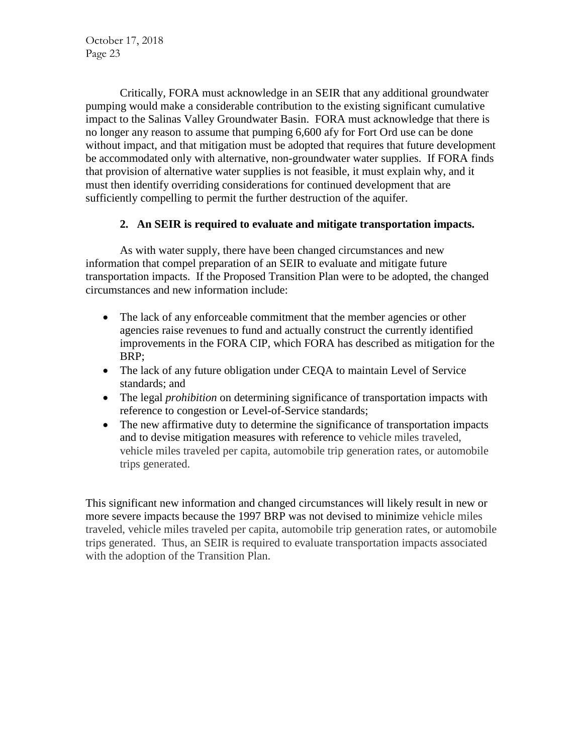Critically, FORA must acknowledge in an SEIR that any additional groundwater pumping would make a considerable contribution to the existing significant cumulative impact to the Salinas Valley Groundwater Basin. FORA must acknowledge that there is no longer any reason to assume that pumping 6,600 afy for Fort Ord use can be done without impact, and that mitigation must be adopted that requires that future development be accommodated only with alternative, non-groundwater water supplies. If FORA finds that provision of alternative water supplies is not feasible, it must explain why, and it must then identify overriding considerations for continued development that are sufficiently compelling to permit the further destruction of the aquifer.

**2. An SEIR is required to evaluate and mitigate transportation impacts.**

As with water supply, there have been changed circumstances and new information that compel preparation of an SEIR to evaluate and mitigate future transportation impacts. If the Proposed Transition Plan were to be adopted, the changed circumstances and new information include:

- The lack of any enforceable commitment that the member agencies or other agencies raise revenues to fund and actually construct the currently identified improvements in the FORA CIP, which FORA has described as mitigation for the BRP;
- The lack of any future obligation under CEQA to maintain Level of Service standards; and
- The legal *prohibition* on determining significance of transportation impacts with reference to congestion or Level-of-Service standards;
- The new affirmative duty to determine the significance of transportation impacts and to devise mitigation measures with reference to vehicle miles traveled, vehicle miles traveled per capita, automobile trip generation rates, or automobile trips generated.

This significant new information and changed circumstances will likely result in new or more severe impacts because the 1997 BRP was not devised to minimize vehicle miles traveled, vehicle miles traveled per capita, automobile trip generation rates, or automobile trips generated. Thus, an SEIR is required to evaluate transportation impacts associated with the adoption of the Transition Plan.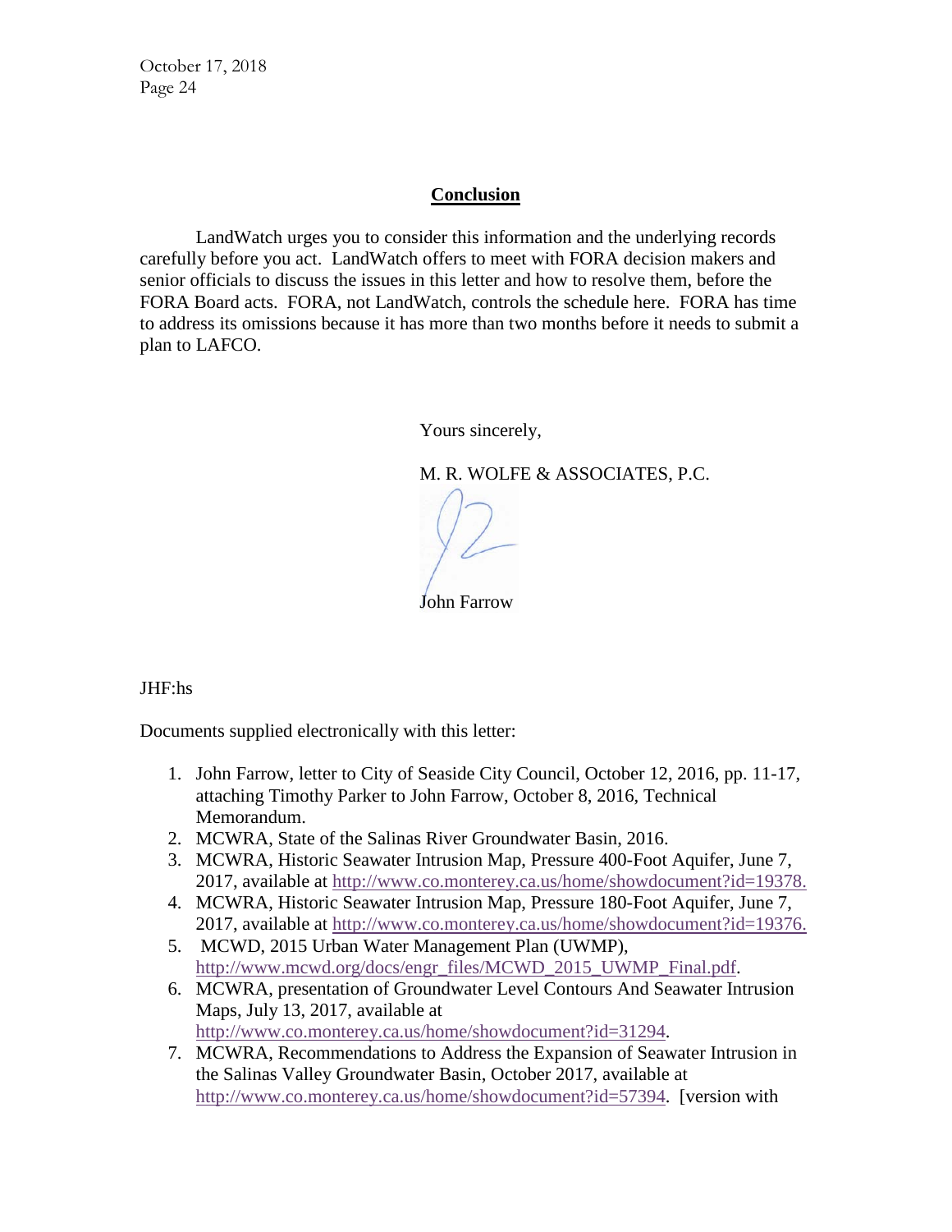## Conclusion

LandWatch urges you to consider this information and the underlying records carefully before you act. LandWatch offers to meet with FORA decision makers and senior officials to discuss the issues in this letter and how to resolve them, before the FORA Board acts. FORA, not LandWatch, controls the schedule here. FORA has time to address its omissions because it has more than two months before it needs to submit a plan to LAFCO.

Yours sincerely,

M. R. WOLFE & ASSOCIATES, P.C.

John Farrow

JHF:hs

Documents supplied electronically with this letter:

1. John Farrow, letter to City of Seaside City Council, October 12, 2016, pp. 11-17, attaching Timothy Parker to John Farrow, October 8, 2016, Technical Memorandum.
2. MCWRA, State of the Salinas River Groundwater Basin, 2016.
3. MCWRA, Historic Seawater Intrusion Map, Pressure 400-Foot Aquifer, June 7, 2017, available at http://www.co.monterey.ca.us/home/showdocument?id=19378.
4. MCWRA, Historic Seawater Intrusion Map, Pressure 180-Foot Aquifer, June 7, 2017, available at http://www.co.monterey.ca.us/home/showdocument?id=19376.
5. MCWD, 2015 Urban Water Management Plan (UWMP), http://www.mcwd.org/docs/engr_files/MCWD_2015_UWMP_Final.pdf.
6. MCWRA, presentation of Groundwater Level Contours And Seawater Intrusion Maps, July 13, 2017, available at http://www.co.monterey.ca.us/home/showdocument?id=31294.
7. MCWRA, Recommendations to Address the Expansion of Seawater Intrusion in the Salinas Valley Groundwater Basin, October 2017, available at http://www.co.monterey.ca.us/home/showdocument?id=57394. [version with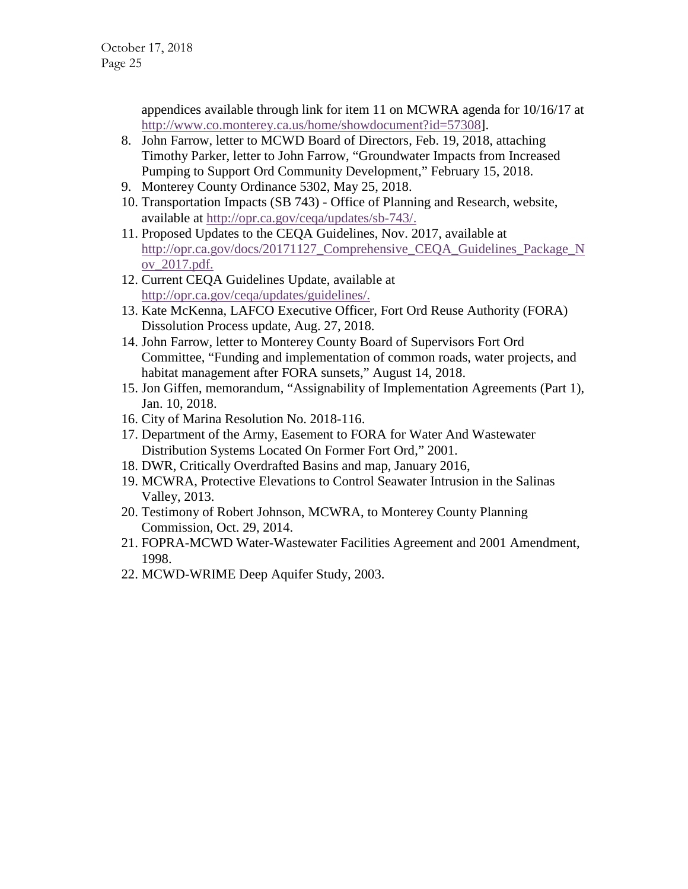appendices available through link for item 11 on MCWRA agenda for 10/16/17 at http://www.co.monterey.ca.us/home/showdocument?id=57308].

8. John Farrow, letter to MCWD Board of Directors, Feb. 19, 2018, attaching Timothy Parker, letter to John Farrow, "Groundwater Impacts from Increased Pumping to Support Ord Community Development," February 15, 2018.
9. Monterey County Ordinance 5302, May 25, 2018.
10. Transportation Impacts (SB 743) - Office of Planning and Research, website, available at http://opr.ca.gov/ceqa/updates/sb-743/.
11. Proposed Updates to the CEQA Guidelines, Nov. 2017, available at http://opr.ca.gov/docs/20171127_Comprehensive_CEQA_Guidelines_Package_Nov_2017.pdf.
12. Current CEQA Guidelines Update, available at http://opr.ca.gov/ceqa/updates/guidelines/.
13. Kate McKenna, LAFCO Executive Officer, Fort Ord Reuse Authority (FORA) Dissolution Process update, Aug. 27, 2018.
14. John Farrow, letter to Monterey County Board of Supervisors Fort Ord Committee, "Funding and implementation of common roads, water projects, and habitat management after FORA sunsets," August 14, 2018.
15. Jon Giffen, memorandum, "Assignability of Implementation Agreements (Part 1), Jan. 10, 2018.
16. City of Marina Resolution No. 2018-116.
17. Department of the Army, Easement to FORA for Water And Wastewater Distribution Systems Located On Former Fort Ord," 2001.
18. DWR, Critically Overdrafted Basins and map, January 2016,
19. MCWRA, Protective Elevations to Control Seawater Intrusion in the Salinas Valley, 2013.
20. Testimony of Robert Johnson, MCWRA, to Monterey County Planning Commission, Oct. 29, 2014.
21. FOPRA-MCWD Water-Wastewater Facilities Agreement and 2001 Amendment, 1998.
22. MCWD-WRIME Deep Aquifer Study, 2003.